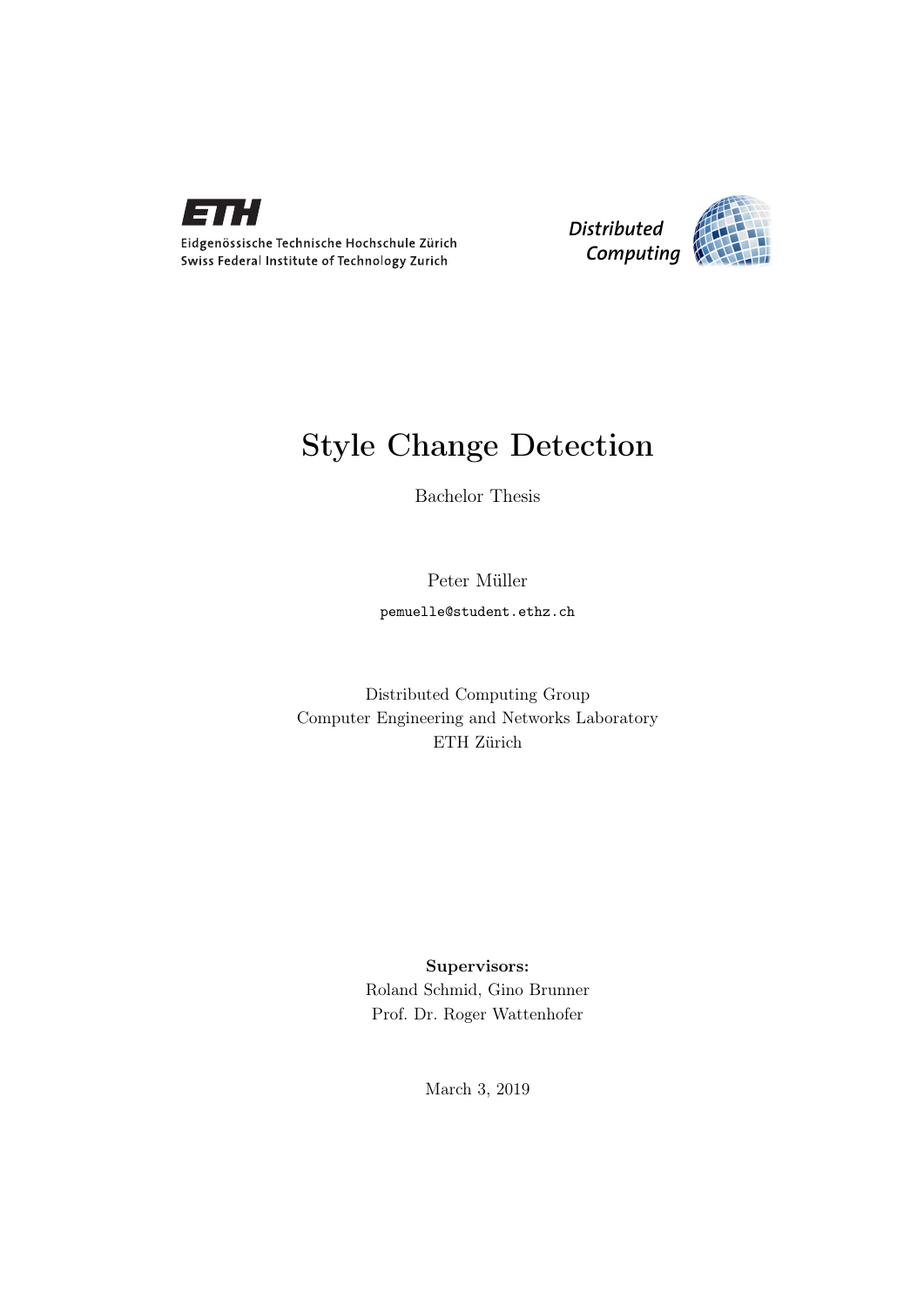Eidgenössische Technische Hochschule Zürich
Swiss Federal Institute of Technology Zurich

*Distributed Computing*

# Style Change Detection

Bachelor Thesis

Peter Müller

`pemuelle@student.ethz.ch`

Distributed Computing Group
Computer Engineering and Networks Laboratory
ETH Zürich

**Supervisors:**
Roland Schmid, Gino Brunner
Prof. Dr. Roger Wattenhofer

March 3, 2019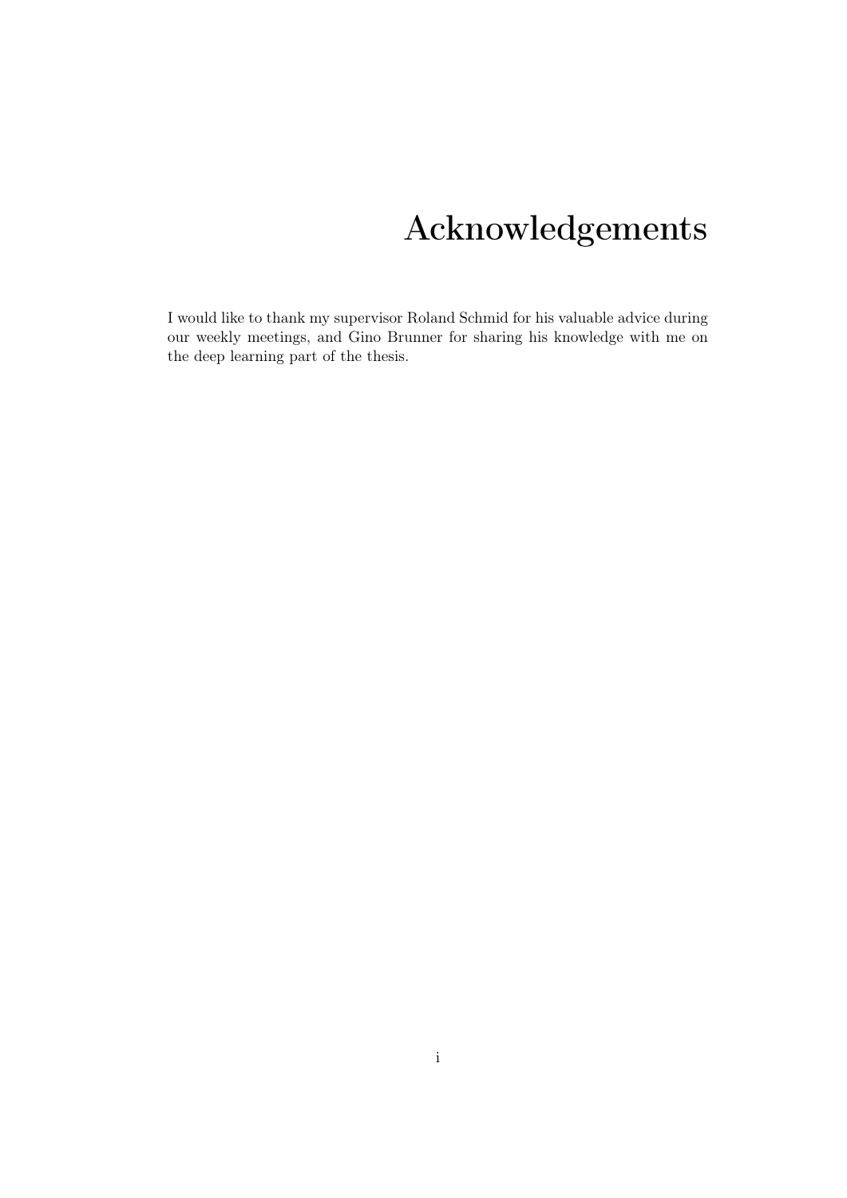# Acknowledgements

I would like to thank my supervisor Roland Schmid for his valuable advice during our weekly meetings, and Gino Brunner for sharing his knowledge with me on the deep learning part of the thesis.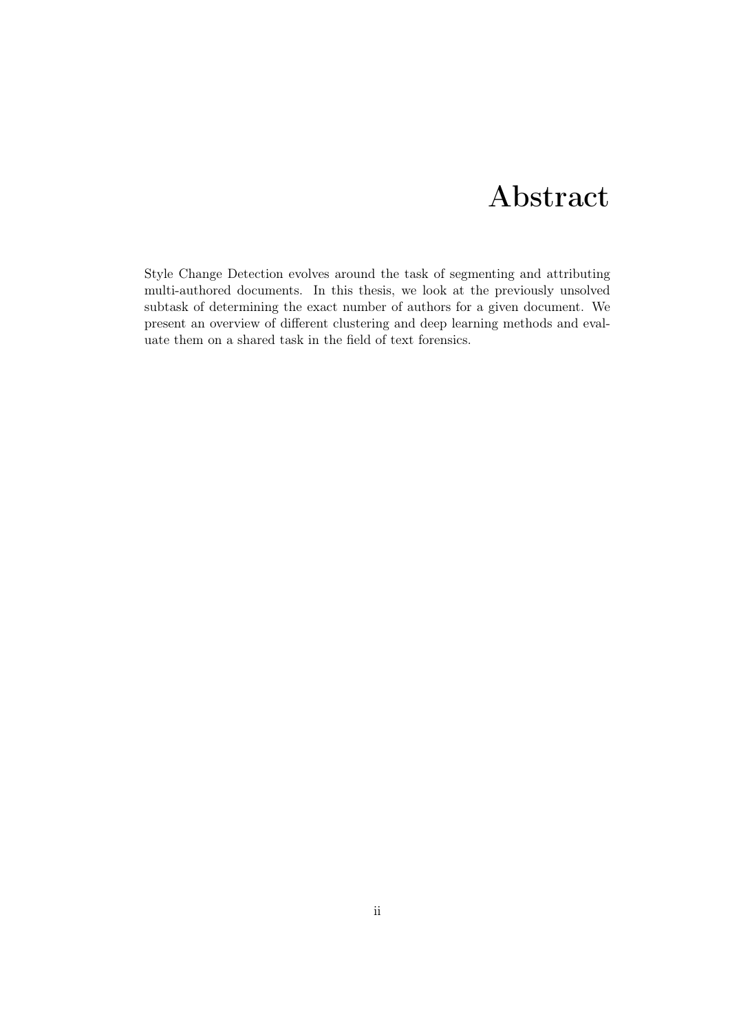# Abstract

Style Change Detection evolves around the task of segmenting and attributing multi-authored documents. In this thesis, we look at the previously unsolved subtask of determining the exact number of authors for a given document. We present an overview of different clustering and deep learning methods and evaluate them on a shared task in the field of text forensics.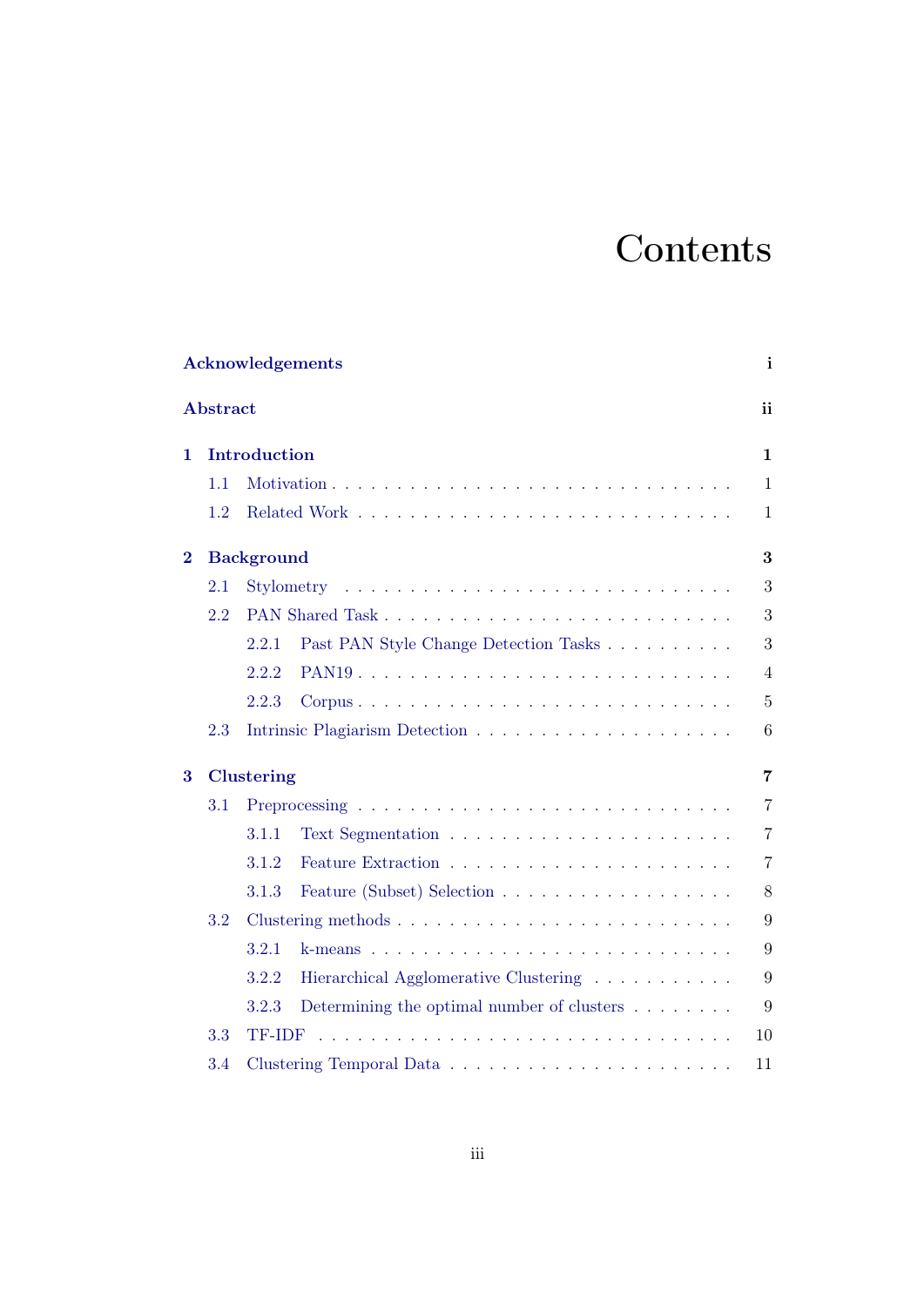# Contents

**Acknowledgements** **i**

**Abstract** **ii**

**1 Introduction** **1**

- 1.1 Motivation . . . . . . . . . . . . . . . . . . . . . . . . . . . . . . 1
- 1.2 Related Work . . . . . . . . . . . . . . . . . . . . . . . . . . . . 1

**2 Background** **3**

- 2.1 Stylometry . . . . . . . . . . . . . . . . . . . . . . . . . . . . . . 3
- 2.2 PAN Shared Task . . . . . . . . . . . . . . . . . . . . . . . . . . 3
  - 2.2.1 Past PAN Style Change Detection Tasks . . . . . . . . . . 3
  - 2.2.2 PAN19 . . . . . . . . . . . . . . . . . . . . . . . . . . . . 4
  - 2.2.3 Corpus . . . . . . . . . . . . . . . . . . . . . . . . . . . . 5
- 2.3 Intrinsic Plagiarism Detection . . . . . . . . . . . . . . . . . . . 6

**3 Clustering** **7**

- 3.1 Preprocessing . . . . . . . . . . . . . . . . . . . . . . . . . . . . 7
  - 3.1.1 Text Segmentation . . . . . . . . . . . . . . . . . . . . . . 7
  - 3.1.2 Feature Extraction . . . . . . . . . . . . . . . . . . . . . . 7
  - 3.1.3 Feature (Subset) Selection . . . . . . . . . . . . . . . . . . 8
- 3.2 Clustering methods . . . . . . . . . . . . . . . . . . . . . . . . . 9
  - 3.2.1 k-means . . . . . . . . . . . . . . . . . . . . . . . . . . . 9
  - 3.2.2 Hierarchical Agglomerative Clustering . . . . . . . . . . . 9
  - 3.2.3 Determining the optimal number of clusters . . . . . . . . 9
- 3.3 TF-IDF . . . . . . . . . . . . . . . . . . . . . . . . . . . . . . . 10
- 3.4 Clustering Temporal Data . . . . . . . . . . . . . . . . . . . . . 11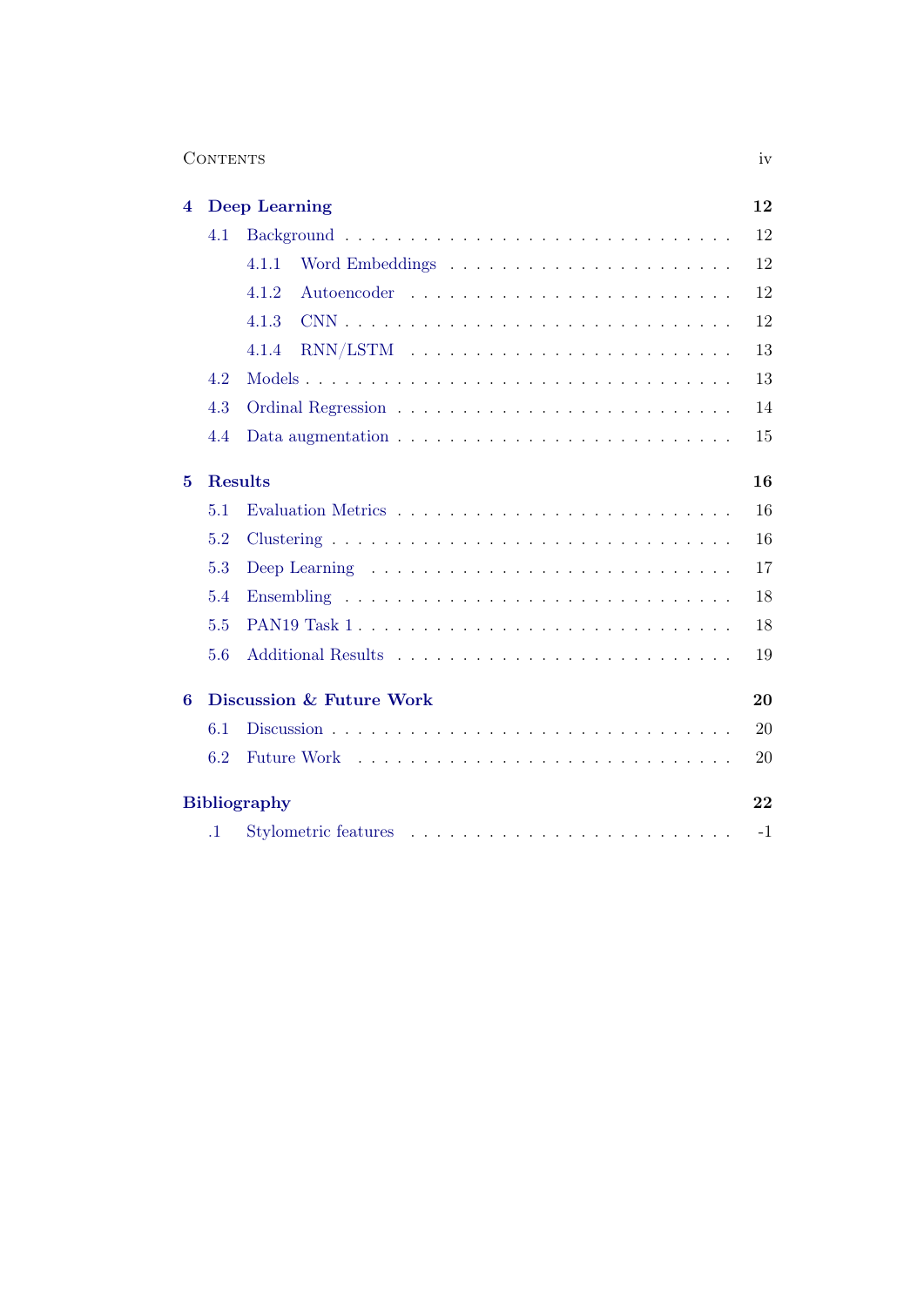| | | |
|---|---|---|
| **4** | **Deep Learning** | **12** |
| 4.1 | Background | 12 |
| 4.1.1 | Word Embeddings | 12 |
| 4.1.2 | Autoencoder | 12 |
| 4.1.3 | CNN | 12 |
| 4.1.4 | RNN/LSTM | 13 |
| 4.2 | Models | 13 |
| 4.3 | Ordinal Regression | 14 |
| 4.4 | Data augmentation | 15 |
| **5** | **Results** | **16** |
| 5.1 | Evaluation Metrics | 16 |
| 5.2 | Clustering | 16 |
| 5.3 | Deep Learning | 17 |
| 5.4 | Ensembling | 18 |
| 5.5 | PAN19 Task 1 | 18 |
| 5.6 | Additional Results | 19 |
| **6** | **Discussion & Future Work** | **20** |
| 6.1 | Discussion | 20 |
| 6.2 | Future Work | 20 |
| | **Bibliography** | **22** |
| .1 | Stylometric features | -1 |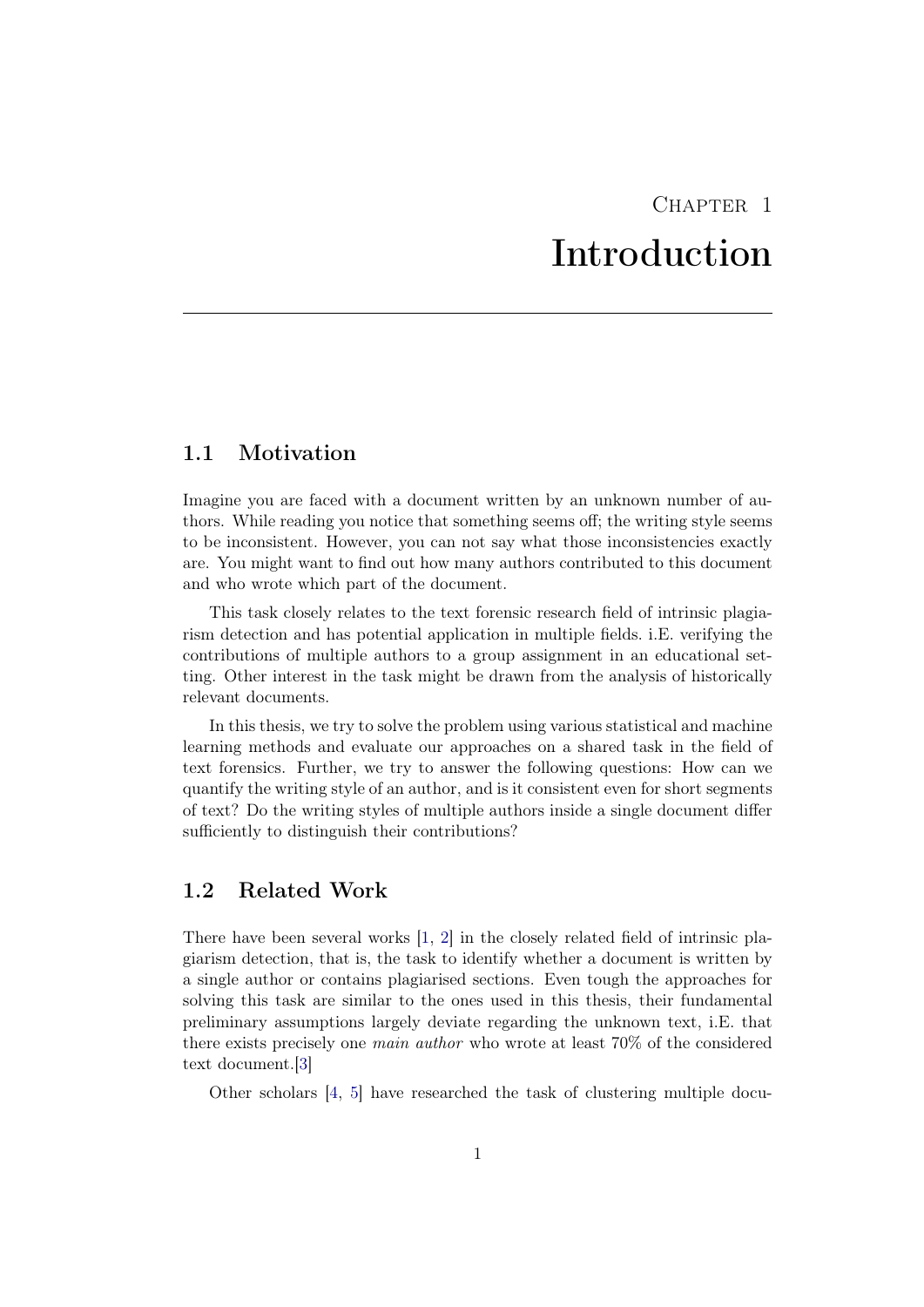# Chapter 1

# Introduction

## 1.1 Motivation

Imagine you are faced with a document written by an unknown number of authors. While reading you notice that something seems off; the writing style seems to be inconsistent. However, you can not say what those inconsistencies exactly are. You might want to find out how many authors contributed to this document and who wrote which part of the document.

This task closely relates to the text forensic research field of intrinsic plagiarism detection and has potential application in multiple fields. i.E. verifying the contributions of multiple authors to a group assignment in an educational setting. Other interest in the task might be drawn from the analysis of historically relevant documents.

In this thesis, we try to solve the problem using various statistical and machine learning methods and evaluate our approaches on a shared task in the field of text forensics. Further, we try to answer the following questions: How can we quantify the writing style of an author, and is it consistent even for short segments of text? Do the writing styles of multiple authors inside a single document differ sufficiently to distinguish their contributions?

## 1.2 Related Work

There have been several works [1, 2] in the closely related field of intrinsic plagiarism detection, that is, the task to identify whether a document is written by a single author or contains plagiarised sections. Even tough the approaches for solving this task are similar to the ones used in this thesis, their fundamental preliminary assumptions largely deviate regarding the unknown text, i.E. that there exists precisely one *main author* who wrote at least 70% of the considered text document.[3]

Other scholars [4, 5] have researched the task of clustering multiple docu-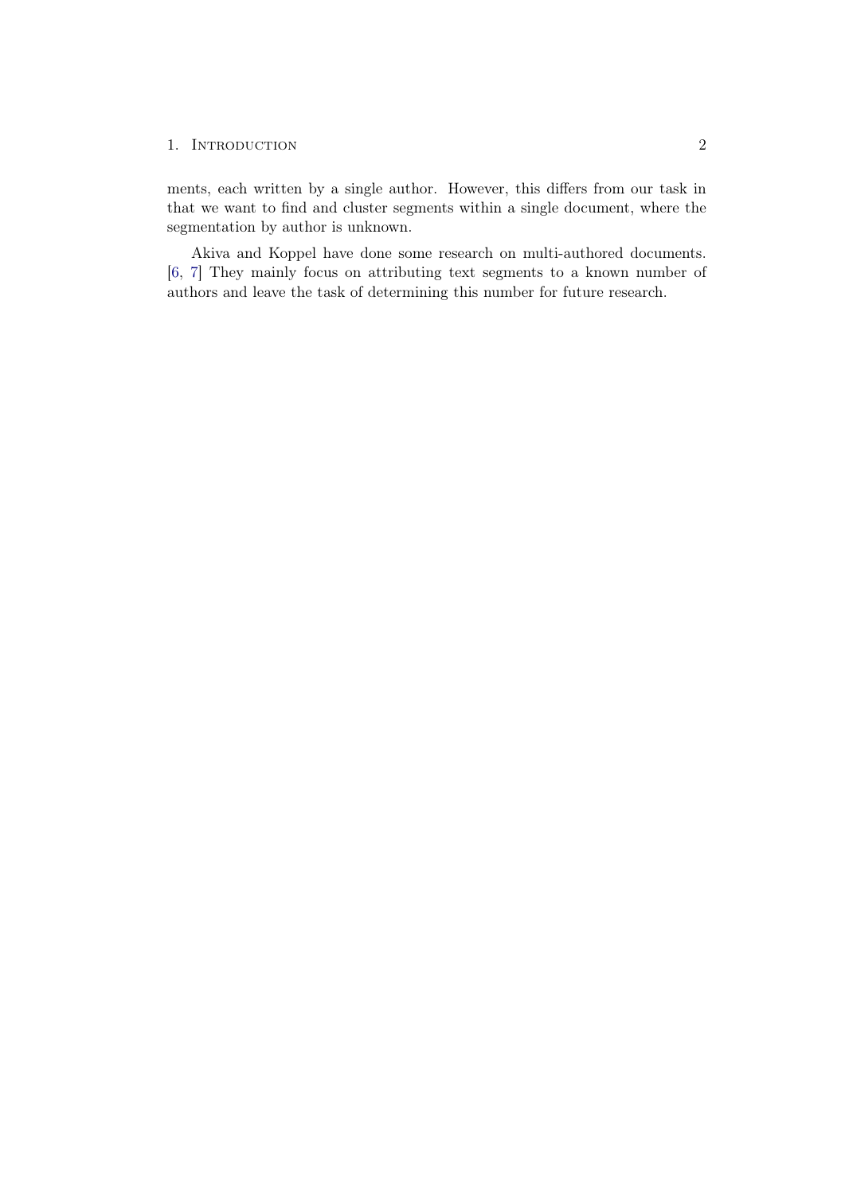ments, each written by a single author. However, this differs from our task in that we want to find and cluster segments within a single document, where the segmentation by author is unknown.

Akiva and Koppel have done some research on multi-authored documents. [6, 7] They mainly focus on attributing text segments to a known number of authors and leave the task of determining this number for future research.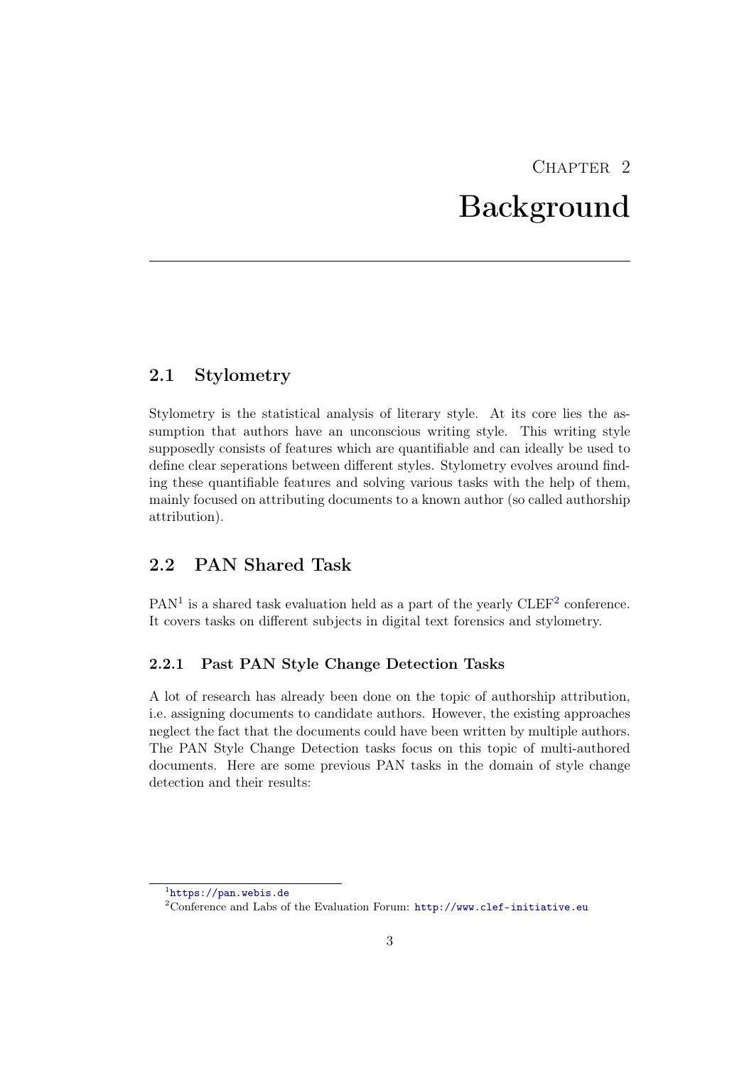# Chapter 2
# Background

## 2.1 Stylometry

Stylometry is the statistical analysis of literary style. At its core lies the assumption that authors have an unconscious writing style. This writing style supposedly consists of features which are quantifiable and can ideally be used to define clear seperations between different styles. Stylometry evolves around finding these quantifiable features and solving various tasks with the help of them, mainly focused on attributing documents to a known author (so called authorship attribution).

## 2.2 PAN Shared Task

PAN[1] is a shared task evaluation held as a part of the yearly CLEF[2] conference. It covers tasks on different subjects in digital text forensics and stylometry.

### 2.2.1 Past PAN Style Change Detection Tasks

A lot of research has already been done on the topic of authorship attribution, i.e. assigning documents to candidate authors. However, the existing approaches neglect the fact that the documents could have been written by multiple authors. The PAN Style Change Detection tasks focus on this topic of multi-authored documents. Here are some previous PAN tasks in the domain of style change detection and their results:

[1] https://pan.webis.de

[2] Conference and Labs of the Evaluation Forum: http://www.clef-initiative.eu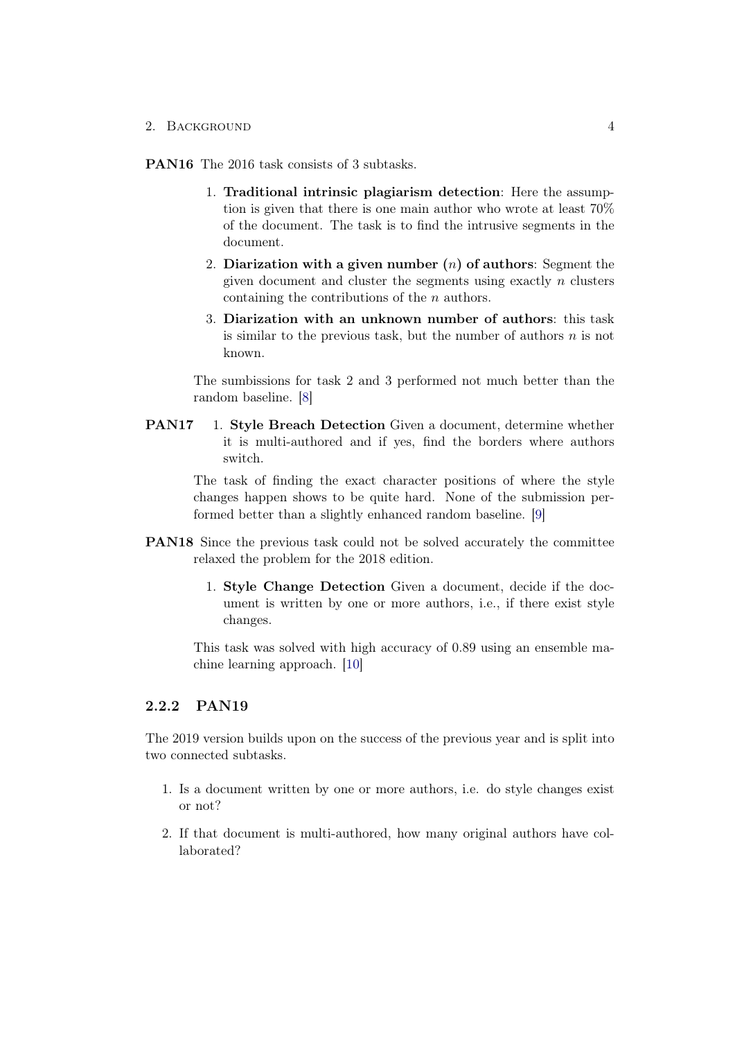**PAN16** The 2016 task consists of 3 subtasks.

1. **Traditional intrinsic plagiarism detection**: Here the assumption is given that there is one main author who wrote at least 70% of the document. The task is to find the intrusive segments in the document.
2. **Diarization with a given number ($n$) of authors**: Segment the given document and cluster the segments using exactly $n$ clusters containing the contributions of the $n$ authors.
3. **Diarization with an unknown number of authors**: this task is similar to the previous task, but the number of authors $n$ is not known.

The sumbissions for task 2 and 3 performed not much better than the random baseline. [8]

**PAN17**

1. **Style Breach Detection** Given a document, determine whether it is multi-authored and if yes, find the borders where authors switch.

The task of finding the exact character positions of where the style changes happen shows to be quite hard. None of the submission performed better than a slightly enhanced random baseline. [9]

**PAN18** Since the previous task could not be solved accurately the committee relaxed the problem for the 2018 edition.

1. **Style Change Detection** Given a document, decide if the document is written by one or more authors, i.e., if there exist style changes.

This task was solved with high accuracy of 0.89 using an ensemble machine learning approach. [10]

### 2.2.2 PAN19

The 2019 version builds upon on the success of the previous year and is split into two connected subtasks.

1. Is a document written by one or more authors, i.e. do style changes exist or not?
2. If that document is multi-authored, how many original authors have collaborated?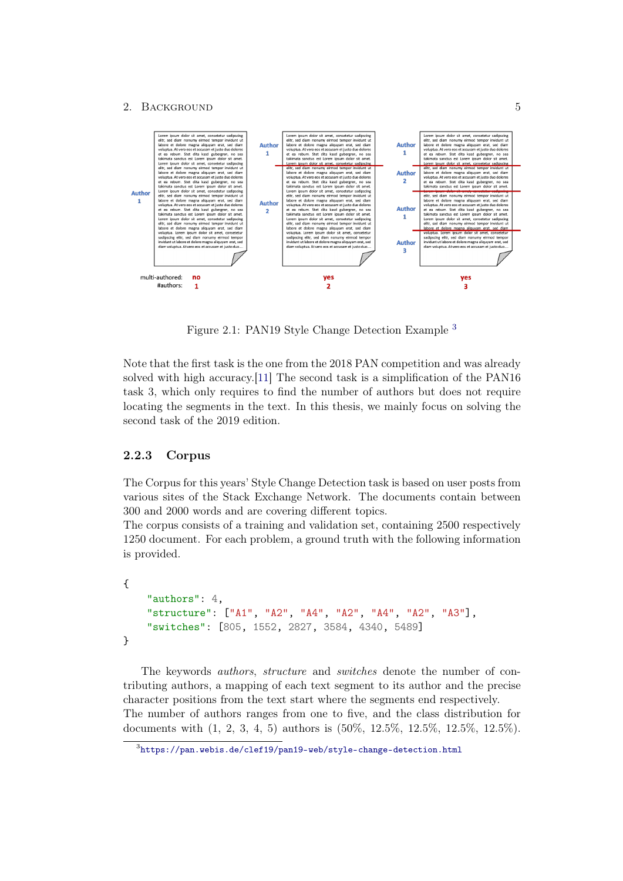Figure 2.1: PAN19 Style Change Detection Example [3]

Note that the first task is the one from the 2018 PAN competition and was already solved with high accuracy.[11] The second task is a simplification of the PAN16 task 3, which only requires to find the number of authors but does not require locating the segments in the text. In this thesis, we mainly focus on solving the second task of the 2019 edition.

### 2.2.3 Corpus

The Corpus for this years' Style Change Detection task is based on user posts from various sites of the Stack Exchange Network. The documents contain between 300 and 2000 words and are covering different topics.
The corpus consists of a training and validation set, containing 2500 respectively 1250 document. For each problem, a ground truth with the following information is provided.

```
{
    "authors": 4,
    "structure": ["A1", "A2", "A4", "A2", "A4", "A2", "A3"],
    "switches": [805, 1552, 2827, 3584, 4340, 5489]
}
```

The keywords *authors*, *structure* and *switches* denote the number of contributing authors, a mapping of each text segment to its author and the precise character positions from the text start where the segments end respectively.
The number of authors ranges from one to five, and the class distribution for documents with (1, 2, 3, 4, 5) authors is (50%, 12.5%, 12.5%, 12.5%, 12.5%).

[3] https://pan.webis.de/clef19/pan19-web/style-change-detection.html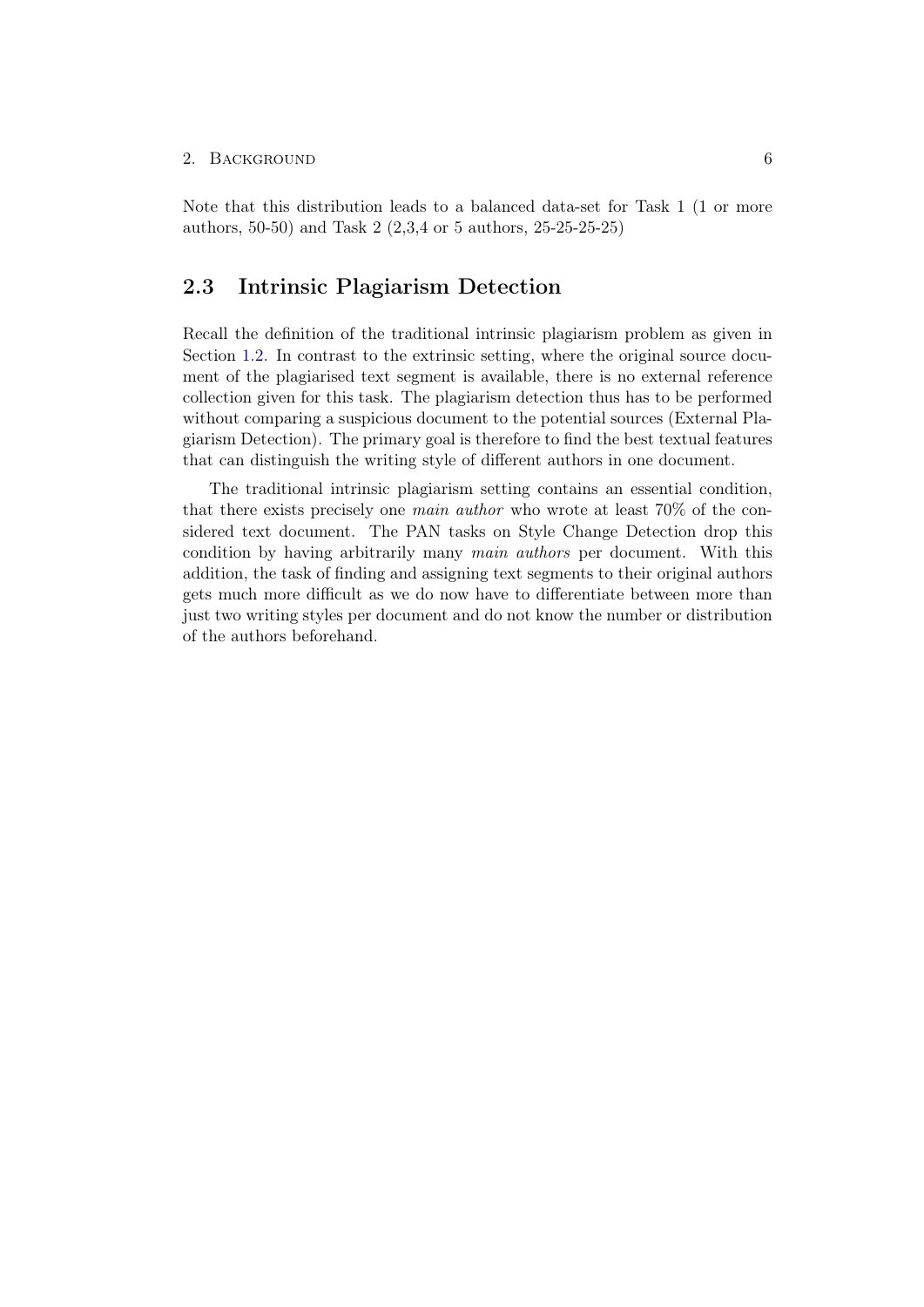Note that this distribution leads to a balanced data-set for Task 1 (1 or more authors, 50-50) and Task 2 (2,3,4 or 5 authors, 25-25-25-25)

## 2.3 Intrinsic Plagiarism Detection

Recall the definition of the traditional intrinsic plagiarism problem as given in Section 1.2. In contrast to the extrinsic setting, where the original source document of the plagiarised text segment is available, there is no external reference collection given for this task. The plagiarism detection thus has to be performed without comparing a suspicious document to the potential sources (External Plagiarism Detection). The primary goal is therefore to find the best textual features that can distinguish the writing style of different authors in one document.

The traditional intrinsic plagiarism setting contains an essential condition, that there exists precisely one *main author* who wrote at least 70% of the considered text document. The PAN tasks on Style Change Detection drop this condition by having arbitrarily many *main authors* per document. With this addition, the task of finding and assigning text segments to their original authors gets much more difficult as we do now have to differentiate between more than just two writing styles per document and do not know the number or distribution of the authors beforehand.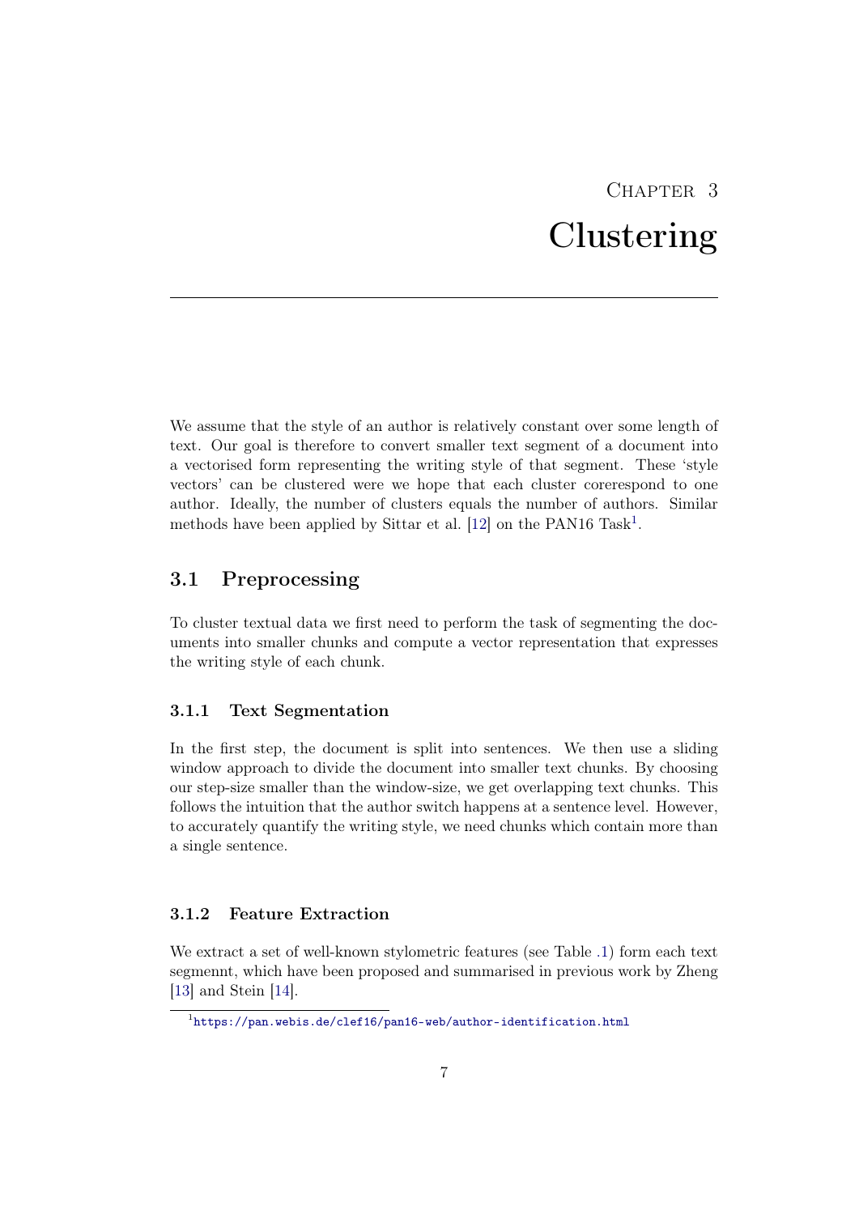# Chapter 3
# Clustering

We assume that the style of an author is relatively constant over some length of text. Our goal is therefore to convert smaller text segment of a document into a vectorised form representing the writing style of that segment. These 'style vectors' can be clustered were we hope that each cluster corerespond to one author. Ideally, the number of clusters equals the number of authors. Similar methods have been applied by Sittar et al. [12] on the PAN16 Task[1].

## 3.1 Preprocessing

To cluster textual data we first need to perform the task of segmenting the documents into smaller chunks and compute a vector representation that expresses the writing style of each chunk.

### 3.1.1 Text Segmentation

In the first step, the document is split into sentences. We then use a sliding window approach to divide the document into smaller text chunks. By choosing our step-size smaller than the window-size, we get overlapping text chunks. This follows the intuition that the author switch happens at a sentence level. However, to accurately quantify the writing style, we need chunks which contain more than a single sentence.

### 3.1.2 Feature Extraction

We extract a set of well-known stylometric features (see Table .1) form each text segmennt, which have been proposed and summarised in previous work by Zheng [13] and Stein [14].

[1] https://pan.webis.de/clef16/pan16-web/author-identification.html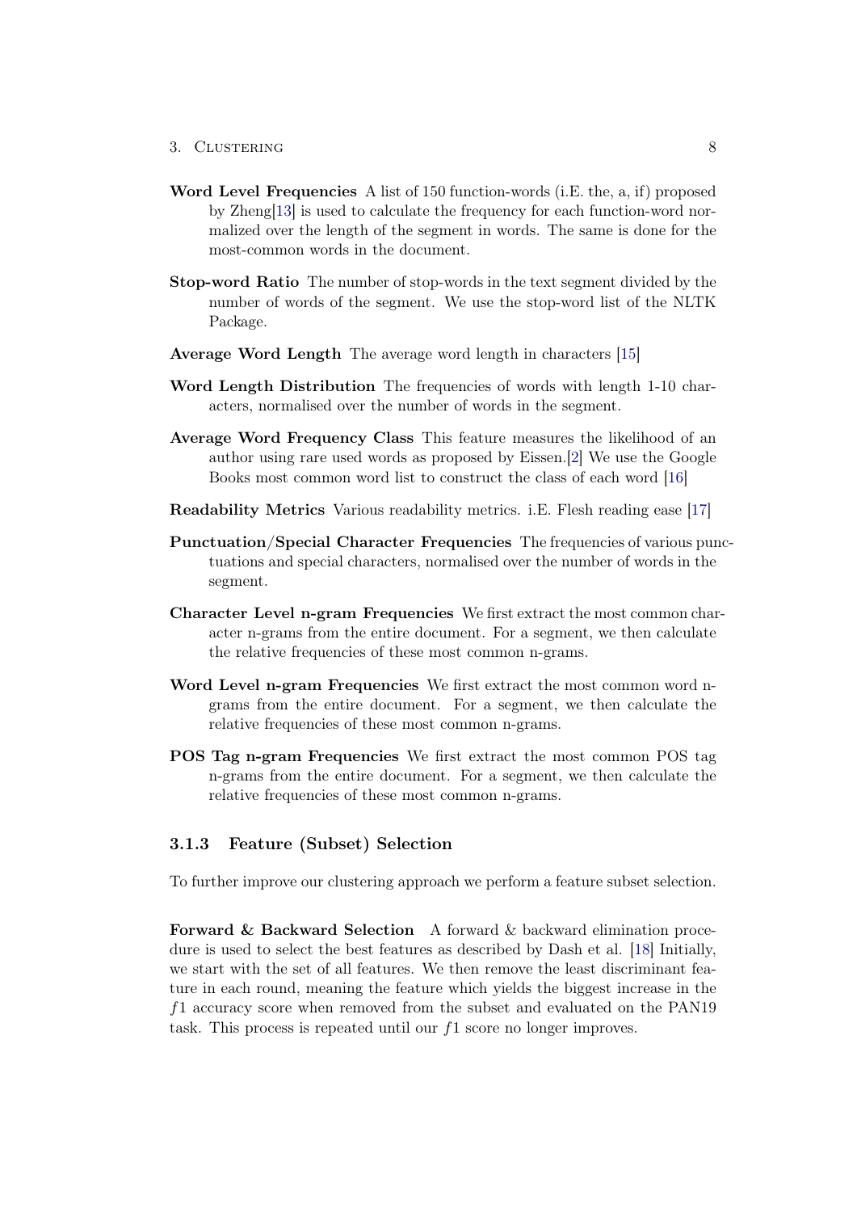**Word Level Frequencies** A list of 150 function-words (i.E. the, a, if) proposed by Zheng[13] is used to calculate the frequency for each function-word normalized over the length of the segment in words. The same is done for the most-common words in the document.

**Stop-word Ratio** The number of stop-words in the text segment divided by the number of words of the segment. We use the stop-word list of the NLTK Package.

**Average Word Length** The average word length in characters [15]

**Word Length Distribution** The frequencies of words with length 1-10 characters, normalised over the number of words in the segment.

**Average Word Frequency Class** This feature measures the likelihood of an author using rare used words as proposed by Eissen.[2] We use the Google Books most common word list to construct the class of each word [16]

**Readability Metrics** Various readability metrics. i.E. Flesh reading ease [17]

**Punctuation/Special Character Frequencies** The frequencies of various punctuations and special characters, normalised over the number of words in the segment.

**Character Level n-gram Frequencies** We first extract the most common character n-grams from the entire document. For a segment, we then calculate the relative frequencies of these most common n-grams.

**Word Level n-gram Frequencies** We first extract the most common word n-grams from the entire document. For a segment, we then calculate the relative frequencies of these most common n-grams.

**POS Tag n-gram Frequencies** We first extract the most common POS tag n-grams from the entire document. For a segment, we then calculate the relative frequencies of these most common n-grams.

### 3.1.3 Feature (Subset) Selection

To further improve our clustering approach we perform a feature subset selection.

**Forward & Backward Selection** A forward & backward elimination procedure is used to select the best features as described by Dash et al. [18] Initially, we start with the set of all features. We then remove the least discriminant feature in each round, meaning the feature which yields the biggest increase in the $f1$ accuracy score when removed from the subset and evaluated on the PAN19 task. This process is repeated until our $f1$ score no longer improves.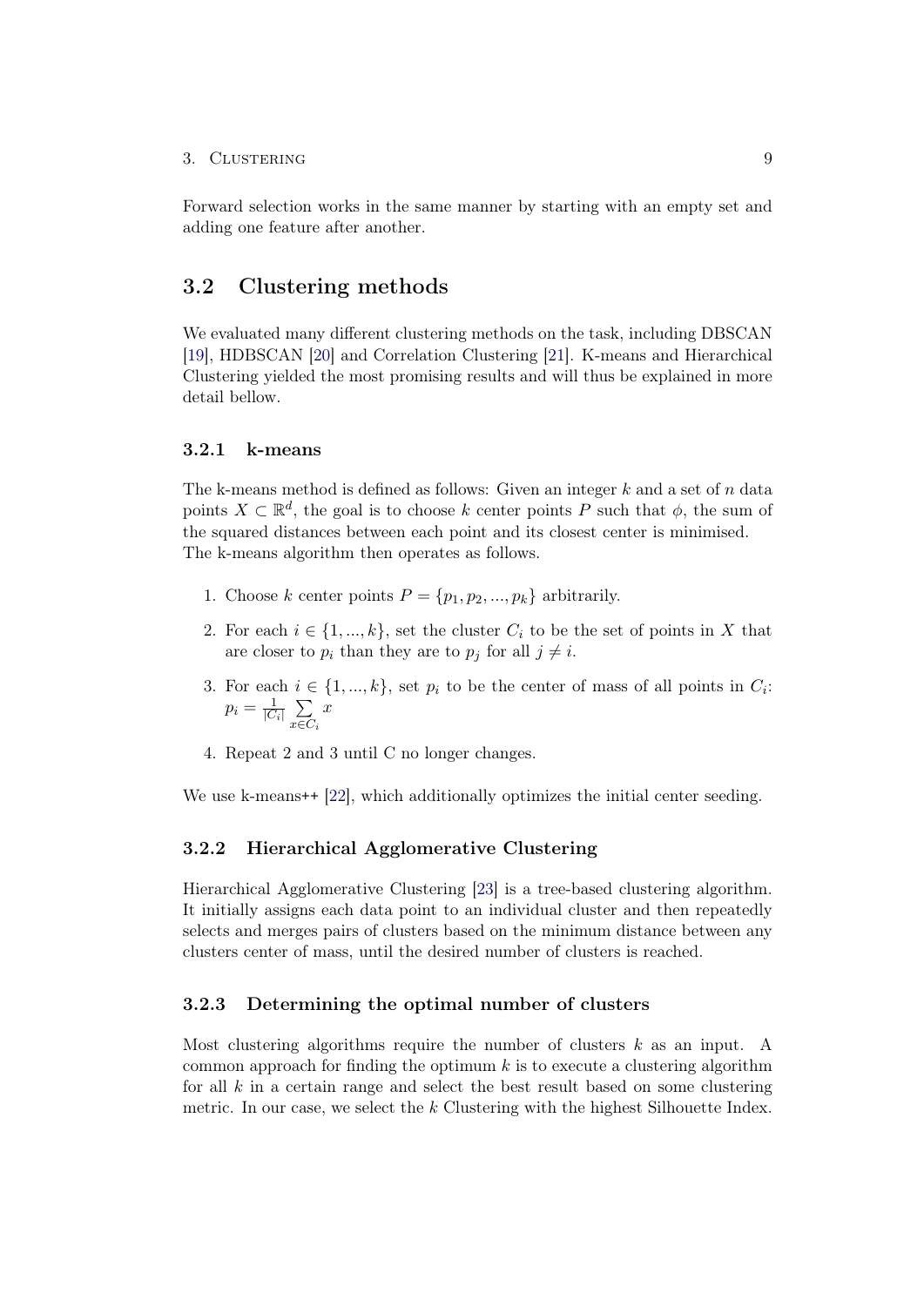Forward selection works in the same manner by starting with an empty set and adding one feature after another.

## 3.2 Clustering methods

We evaluated many different clustering methods on the task, including DBSCAN [19], HDBSCAN [20] and Correlation Clustering [21]. K-means and Hierarchical Clustering yielded the most promising results and will thus be explained in more detail bellow.

### 3.2.1 k-means

The k-means method is defined as follows: Given an integer $k$ and a set of $n$ data points $X \subset \mathbb{R}^d$, the goal is to choose $k$ center points $P$ such that $\phi$, the sum of the squared distances between each point and its closest center is minimised. The k-means algorithm then operates as follows.

1. Choose $k$ center points $P = \{p_1, p_2, ..., p_k\}$ arbitrarily.
2. For each $i \in \{1, ..., k\}$, set the cluster $C_i$ to be the set of points in $X$ that are closer to $p_i$ than they are to $p_j$ for all $j \neq i$.
3. For each $i \in \{1, ..., k\}$, set $p_i$ to be the center of mass of all points in $C_i$: $p_i = \frac{1}{|C_i|} \sum_{x \in C_i} x$
4. Repeat 2 and 3 until C no longer changes.

We use k-means++ [22], which additionally optimizes the initial center seeding.

### 3.2.2 Hierarchical Agglomerative Clustering

Hierarchical Agglomerative Clustering [23] is a tree-based clustering algorithm. It initially assigns each data point to an individual cluster and then repeatedly selects and merges pairs of clusters based on the minimum distance between any clusters center of mass, until the desired number of clusters is reached.

### 3.2.3 Determining the optimal number of clusters

Most clustering algorithms require the number of clusters $k$ as an input. A common approach for finding the optimum $k$ is to execute a clustering algorithm for all $k$ in a certain range and select the best result based on some clustering metric. In our case, we select the $k$ Clustering with the highest Silhouette Index.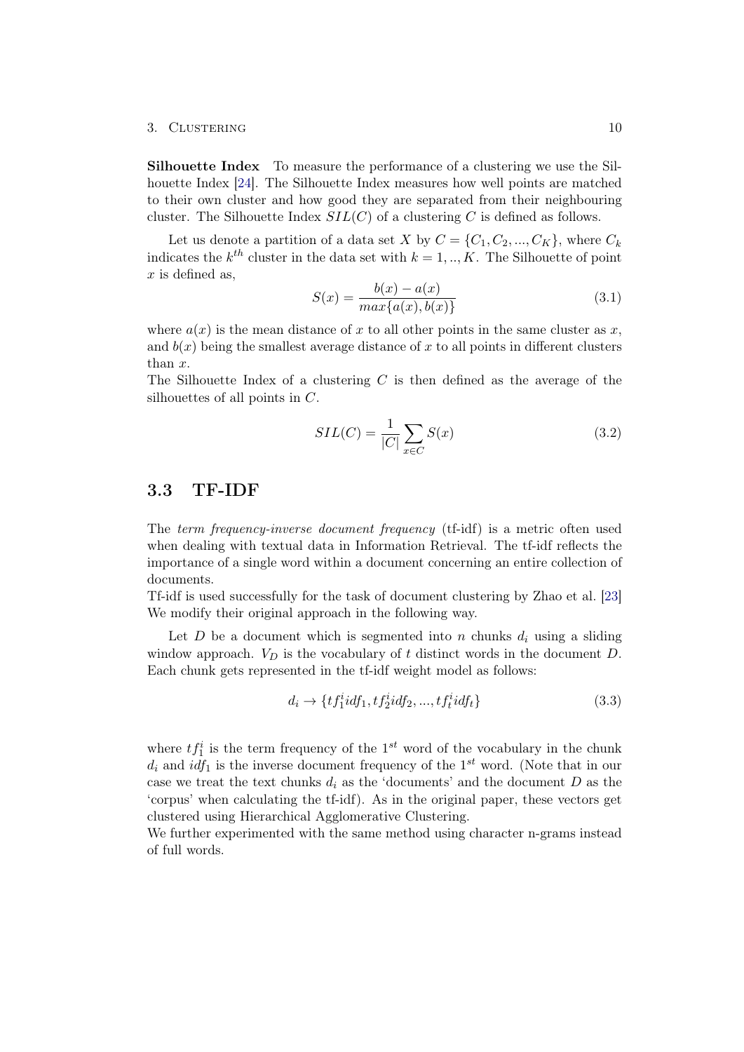**Silhouette Index** To measure the performance of a clustering we use the Silhouette Index [24]. The Silhouette Index measures how well points are matched to their own cluster and how good they are separated from their neighbouring cluster. The Silhouette Index $SIL(C)$ of a clustering $C$ is defined as follows.

Let us denote a partition of a data set $X$ by $C = \{C_1, C_2, ..., C_K\}$, where $C_k$ indicates the $k^{th}$ cluster in the data set with $k = 1, .., K$. The Silhouette of point $x$ is defined as,

$$S(x) = \frac{b(x) - a(x)}{max\{a(x), b(x)\}} \tag{3.1}$$

where $a(x)$ is the mean distance of $x$ to all other points in the same cluster as $x$, and $b(x)$ being the smallest average distance of $x$ to all points in different clusters than $x$.
The Silhouette Index of a clustering $C$ is then defined as the average of the silhouettes of all points in $C$.

$$SIL(C) = \frac{1}{|C|} \sum_{x \in C} S(x) \tag{3.2}$$

## 3.3 TF-IDF

The *term frequency-inverse document frequency* (tf-idf) is a metric often used when dealing with textual data in Information Retrieval. The tf-idf reflects the importance of a single word within a document concerning an entire collection of documents.
Tf-idf is used successfully for the task of document clustering by Zhao et al. [23] We modify their original approach in the following way.

Let $D$ be a document which is segmented into $n$ chunks $d_i$ using a sliding window approach. $V_D$ is the vocabulary of $t$ distinct words in the document $D$. Each chunk gets represented in the tf-idf weight model as follows:

$$d_i \rightarrow \{tf_1^i idf_1, tf_2^i idf_2, ..., tf_t^i idf_t\} \tag{3.3}$$

where $tf_1^i$ is the term frequency of the $1^{st}$ word of the vocabulary in the chunk $d_i$ and $idf_1$ is the inverse document frequency of the $1^{st}$ word. (Note that in our case we treat the text chunks $d_i$ as the 'documents' and the document $D$ as the 'corpus' when calculating the tf-idf). As in the original paper, these vectors get clustered using Hierarchical Agglomerative Clustering.
We further experimented with the same method using character n-grams instead of full words.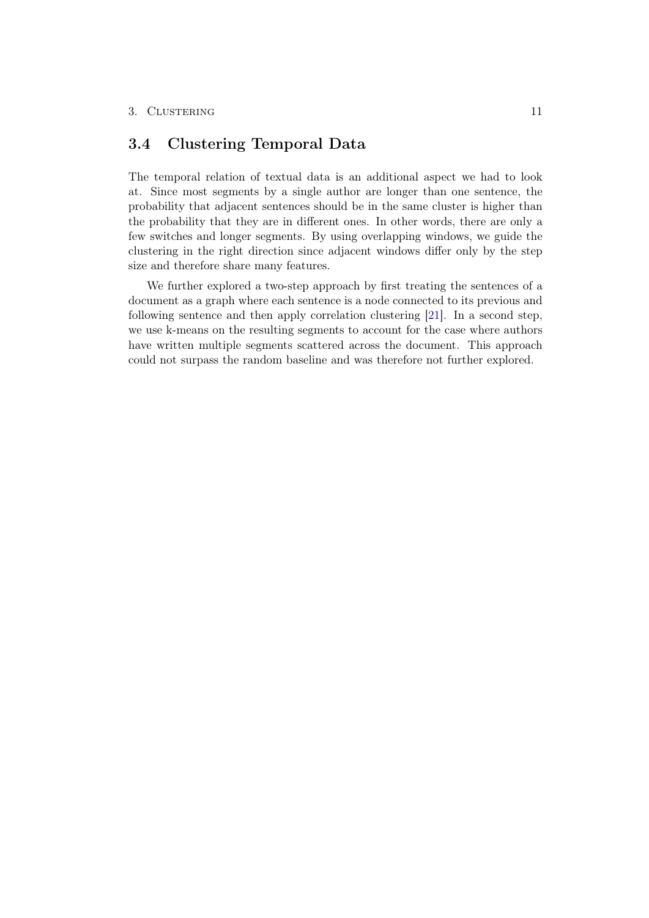## 3.4 Clustering Temporal Data

The temporal relation of textual data is an additional aspect we had to look at. Since most segments by a single author are longer than one sentence, the probability that adjacent sentences should be in the same cluster is higher than the probability that they are in different ones. In other words, there are only a few switches and longer segments. By using overlapping windows, we guide the clustering in the right direction since adjacent windows differ only by the step size and therefore share many features.

We further explored a two-step approach by first treating the sentences of a document as a graph where each sentence is a node connected to its previous and following sentence and then apply correlation clustering [21]. In a second step, we use k-means on the resulting segments to account for the case where authors have written multiple segments scattered across the document. This approach could not surpass the random baseline and was therefore not further explored.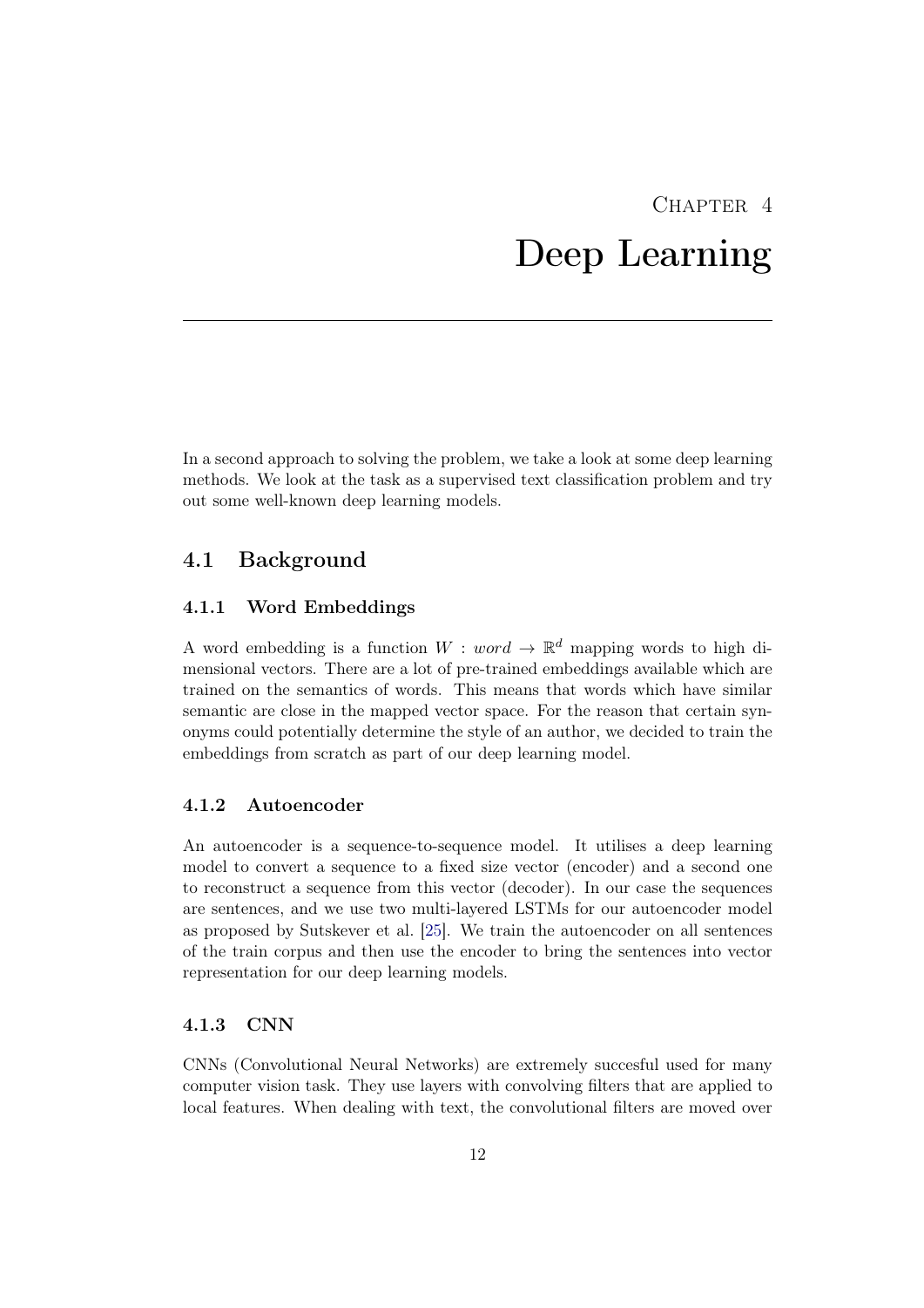# Chapter 4
# Deep Learning

In a second approach to solving the problem, we take a look at some deep learning methods. We look at the task as a supervised text classification problem and try out some well-known deep learning models.

## 4.1 Background

### 4.1.1 Word Embeddings

A word embedding is a function $W : word \rightarrow \mathbb{R}^d$ mapping words to high dimensional vectors. There are a lot of pre-trained embeddings available which are trained on the semantics of words. This means that words which have similar semantic are close in the mapped vector space. For the reason that certain synonyms could potentially determine the style of an author, we decided to train the embeddings from scratch as part of our deep learning model.

### 4.1.2 Autoencoder

An autoencoder is a sequence-to-sequence model. It utilises a deep learning model to convert a sequence to a fixed size vector (encoder) and a second one to reconstruct a sequence from this vector (decoder). In our case the sequences are sentences, and we use two multi-layered LSTMs for our autoencoder model as proposed by Sutskever et al. [25]. We train the autoencoder on all sentences of the train corpus and then use the encoder to bring the sentences into vector representation for our deep learning models.

### 4.1.3 CNN

CNNs (Convolutional Neural Networks) are extremely succesful used for many computer vision task. They use layers with convolving filters that are applied to local features. When dealing with text, the convolutional filters are moved over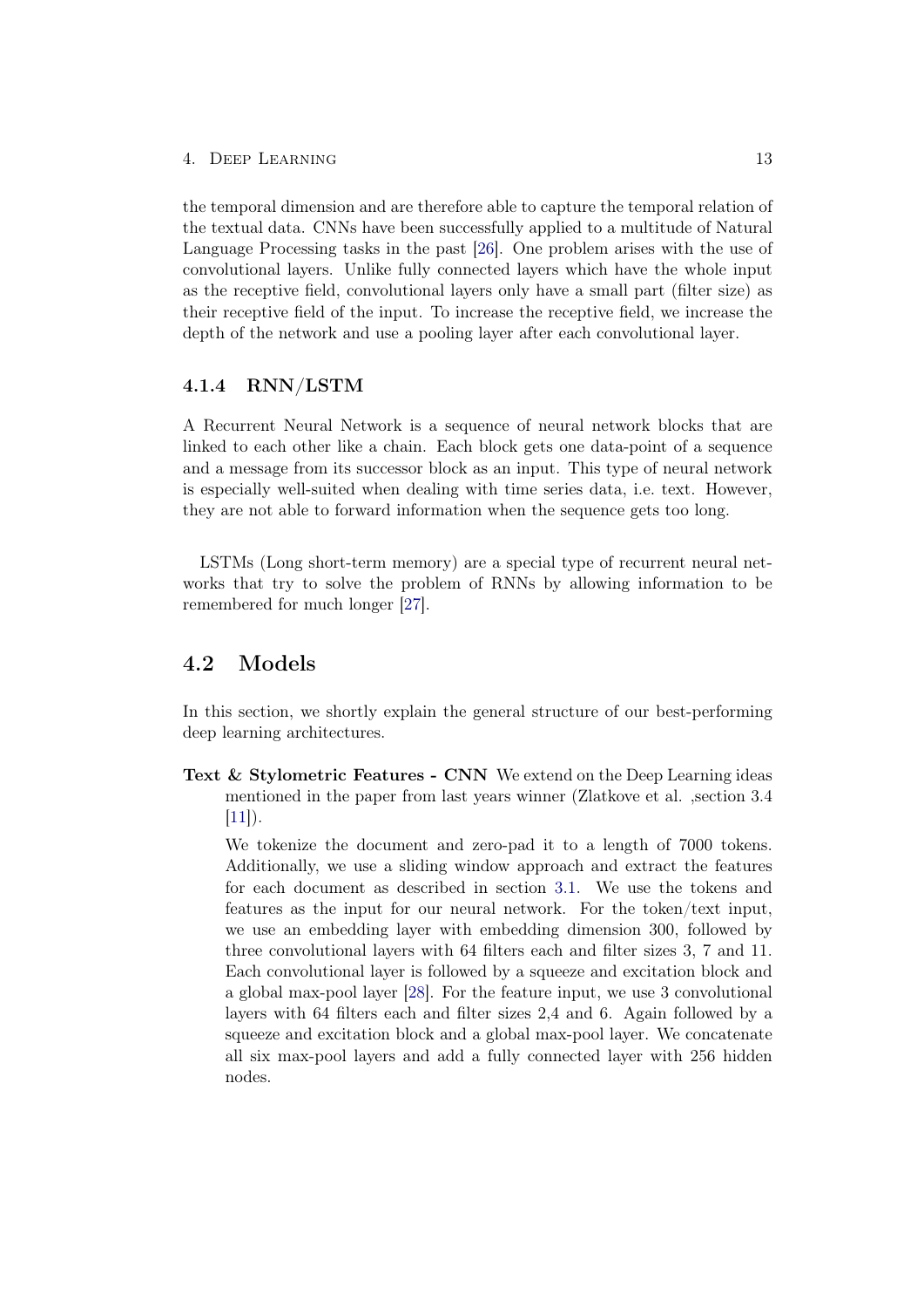the temporal dimension and are therefore able to capture the temporal relation of the textual data. CNNs have been successfully applied to a multitude of Natural Language Processing tasks in the past [26]. One problem arises with the use of convolutional layers. Unlike fully connected layers which have the whole input as the receptive field, convolutional layers only have a small part (filter size) as their receptive field of the input. To increase the receptive field, we increase the depth of the network and use a pooling layer after each convolutional layer.

### 4.1.4 RNN/LSTM

A Recurrent Neural Network is a sequence of neural network blocks that are linked to each other like a chain. Each block gets one data-point of a sequence and a message from its successor block as an input. This type of neural network is especially well-suited when dealing with time series data, i.e. text. However, they are not able to forward information when the sequence gets too long.

LSTMs (Long short-term memory) are a special type of recurrent neural networks that try to solve the problem of RNNs by allowing information to be remembered for much longer [27].

## 4.2 Models

In this section, we shortly explain the general structure of our best-performing deep learning architectures.

**Text & Stylometric Features - CNN** We extend on the Deep Learning ideas mentioned in the paper from last years winner (Zlatkove et al. ,section 3.4 [11]).

We tokenize the document and zero-pad it to a length of 7000 tokens. Additionally, we use a sliding window approach and extract the features for each document as described in section 3.1. We use the tokens and features as the input for our neural network. For the token/text input, we use an embedding layer with embedding dimension 300, followed by three convolutional layers with 64 filters each and filter sizes 3, 7 and 11. Each convolutional layer is followed by a squeeze and excitation block and a global max-pool layer [28]. For the feature input, we use 3 convolutional layers with 64 filters each and filter sizes 2,4 and 6. Again followed by a squeeze and excitation block and a global max-pool layer. We concatenate all six max-pool layers and add a fully connected layer with 256 hidden nodes.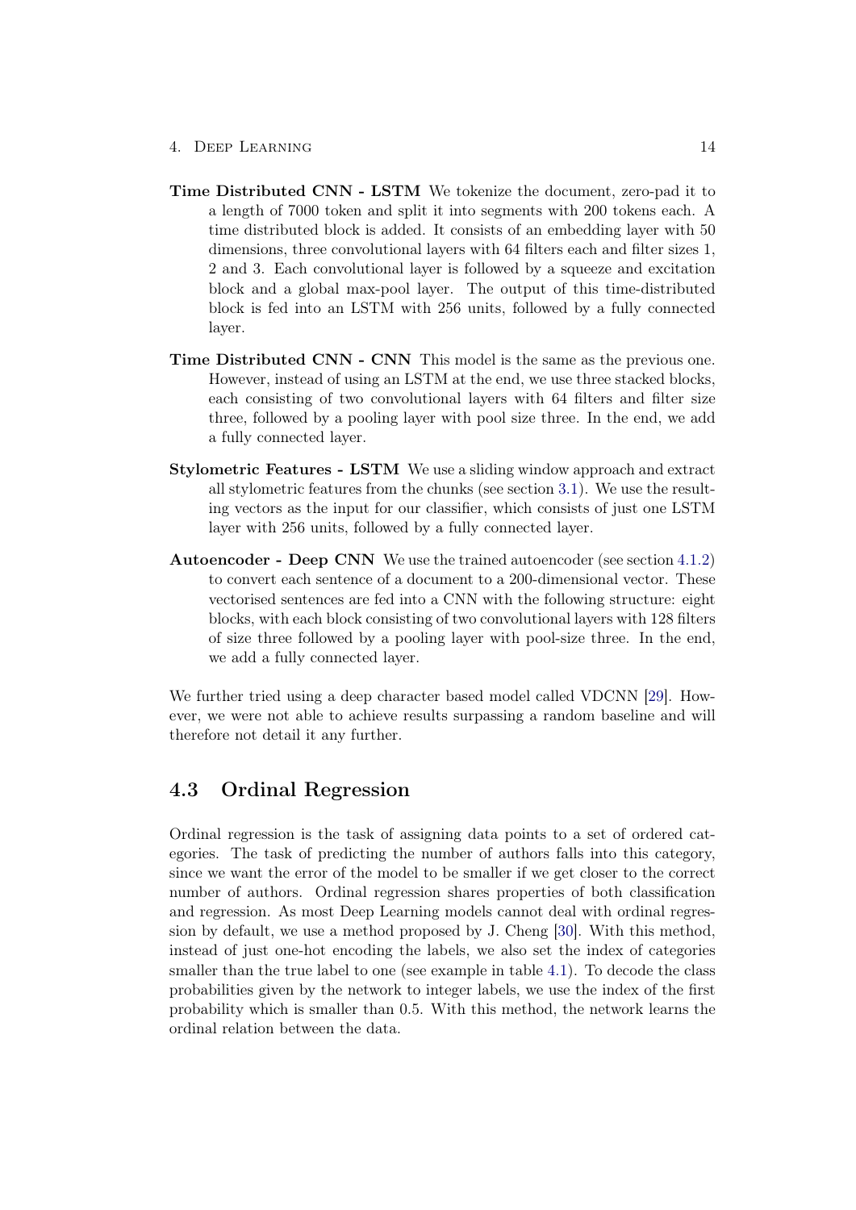**Time Distributed CNN - LSTM** We tokenize the document, zero-pad it to a length of 7000 token and split it into segments with 200 tokens each. A time distributed block is added. It consists of an embedding layer with 50 dimensions, three convolutional layers with 64 filters each and filter sizes 1, 2 and 3. Each convolutional layer is followed by a squeeze and excitation block and a global max-pool layer. The output of this time-distributed block is fed into an LSTM with 256 units, followed by a fully connected layer.

**Time Distributed CNN - CNN** This model is the same as the previous one. However, instead of using an LSTM at the end, we use three stacked blocks, each consisting of two convolutional layers with 64 filters and filter size three, followed by a pooling layer with pool size three. In the end, we add a fully connected layer.

**Stylometric Features - LSTM** We use a sliding window approach and extract all stylometric features from the chunks (see section 3.1). We use the resulting vectors as the input for our classifier, which consists of just one LSTM layer with 256 units, followed by a fully connected layer.

**Autoencoder - Deep CNN** We use the trained autoencoder (see section 4.1.2) to convert each sentence of a document to a 200-dimensional vector. These vectorised sentences are fed into a CNN with the following structure: eight blocks, with each block consisting of two convolutional layers with 128 filters of size three followed by a pooling layer with pool-size three. In the end, we add a fully connected layer.

We further tried using a deep character based model called VDCNN [29]. However, we were not able to achieve results surpassing a random baseline and will therefore not detail it any further.

## 4.3 Ordinal Regression

Ordinal regression is the task of assigning data points to a set of ordered categories. The task of predicting the number of authors falls into this category, since we want the error of the model to be smaller if we get closer to the correct number of authors. Ordinal regression shares properties of both classification and regression. As most Deep Learning models cannot deal with ordinal regression by default, we use a method proposed by J. Cheng [30]. With this method, instead of just one-hot encoding the labels, we also set the index of categories smaller than the true label to one (see example in table 4.1). To decode the class probabilities given by the network to integer labels, we use the index of the first probability which is smaller than 0.5. With this method, the network learns the ordinal relation between the data.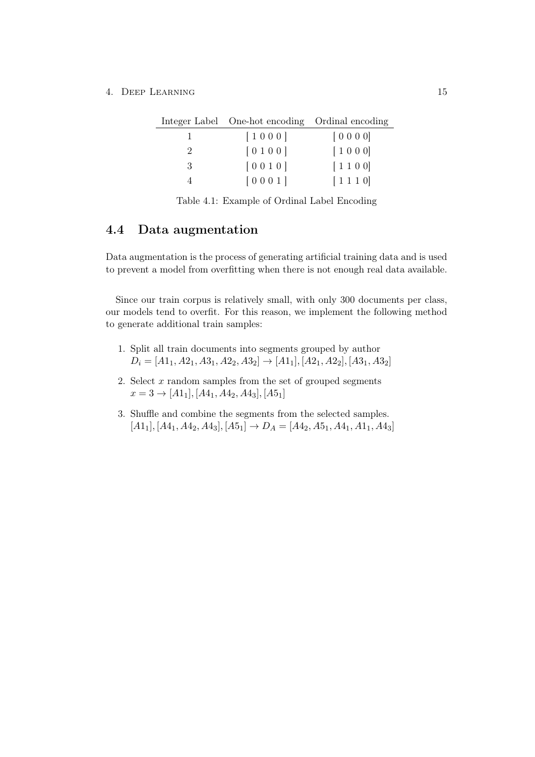| Integer Label | One-hot encoding | Ordinal encoding |
|---|---|---|
| 1 | [ 1 0 0 0 ] | [ 0 0 0 0] |
| 2 | [ 0 1 0 0 ] | [ 1 0 0 0] |
| 3 | [ 0 0 1 0 ] | [ 1 1 0 0] |
| 4 | [ 0 0 0 1 ] | [ 1 1 1 0] |

Table 4.1: Example of Ordinal Label Encoding

## 4.4 Data augmentation

Data augmentation is the process of generating artificial training data and is used to prevent a model from overfitting when there is not enough real data available.

Since our train corpus is relatively small, with only 300 documents per class, our models tend to overfit. For this reason, we implement the following method to generate additional train samples:

1. Split all train documents into segments grouped by author
   $D_i = [A1_1, A2_1, A3_1, A2_2, A3_2] \rightarrow [A1_1], [A2_1, A2_2], [A3_1, A3_2]$
2. Select $x$ random samples from the set of grouped segments
   $x = 3 \rightarrow [A1_1], [A4_1, A4_2, A4_3], [A5_1]$
3. Shuffle and combine the segments from the selected samples.
   $[A1_1], [A4_1, A4_2, A4_3], [A5_1] \rightarrow D_A = [A4_2, A5_1, A4_1, A1_1, A4_3]$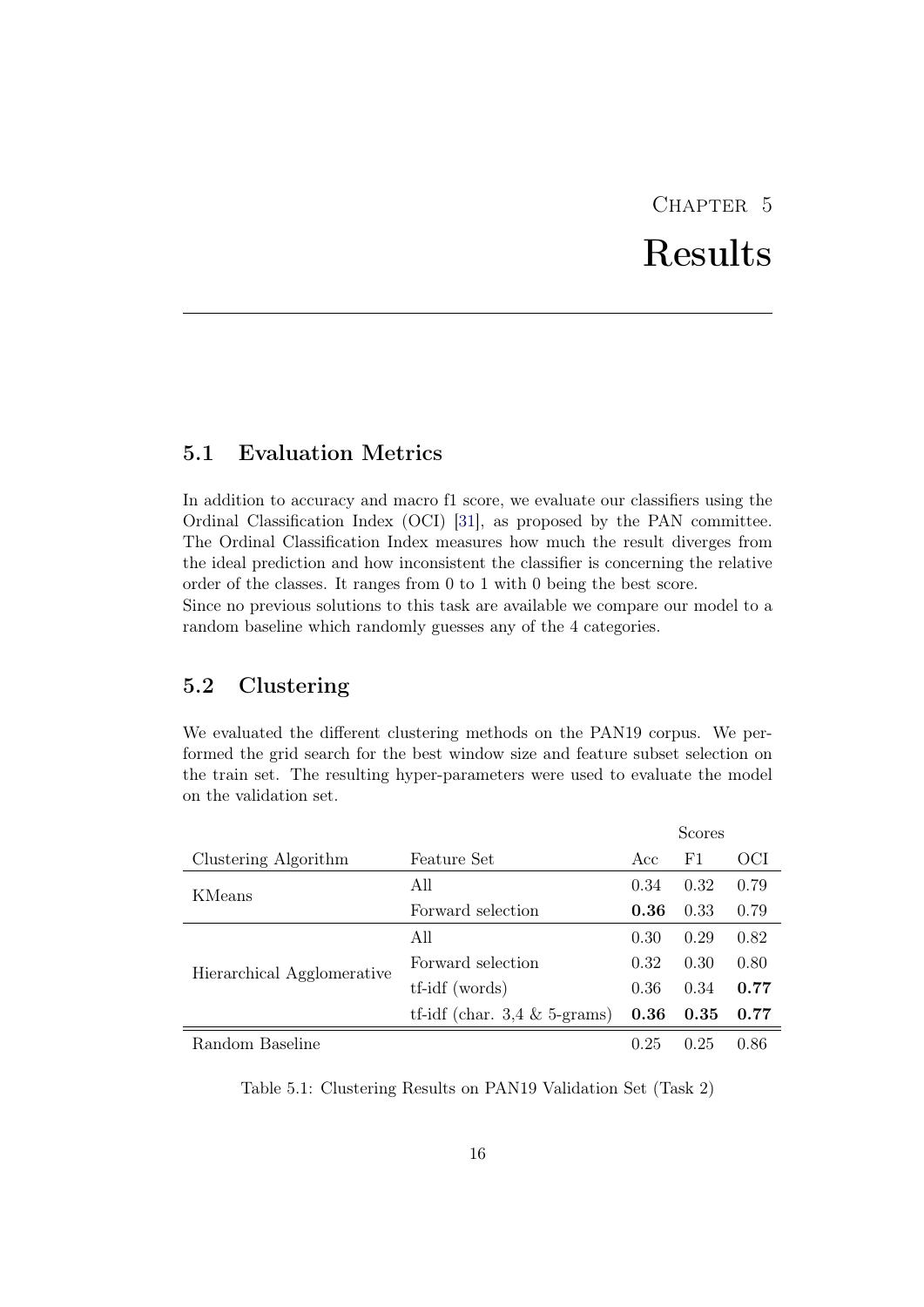# Chapter 5

# Results

## 5.1 Evaluation Metrics

In addition to accuracy and macro f1 score, we evaluate our classifiers using the Ordinal Classification Index (OCI) [31], as proposed by the PAN committee. The Ordinal Classification Index measures how much the result diverges from the ideal prediction and how inconsistent the classifier is concerning the relative order of the classes. It ranges from 0 to 1 with 0 being the best score.
Since no previous solutions to this task are available we compare our model to a random baseline which randomly guesses any of the 4 categories.

## 5.2 Clustering

We evaluated the different clustering methods on the PAN19 corpus. We performed the grid search for the best window size and feature subset selection on the train set. The resulting hyper-parameters were used to evaluate the model on the validation set.

| | | Scores | | |
|---|---|---|---|---|
| Clustering Algorithm | Feature Set | Acc | F1 | OCI |
| KMeans | All | 0.34 | 0.32 | 0.79 |
| | Forward selection | **0.36** | 0.33 | 0.79 |
| Hierarchical Agglomerative | All | 0.30 | 0.29 | 0.82 |
| | Forward selection | 0.32 | 0.30 | 0.80 |
| | tf-idf (words) | 0.36 | 0.34 | **0.77** |
| | tf-idf (char. 3,4 & 5-grams) | **0.36** | **0.35** | **0.77** |
| Random Baseline | | 0.25 | 0.25 | 0.86 |

Table 5.1: Clustering Results on PAN19 Validation Set (Task 2)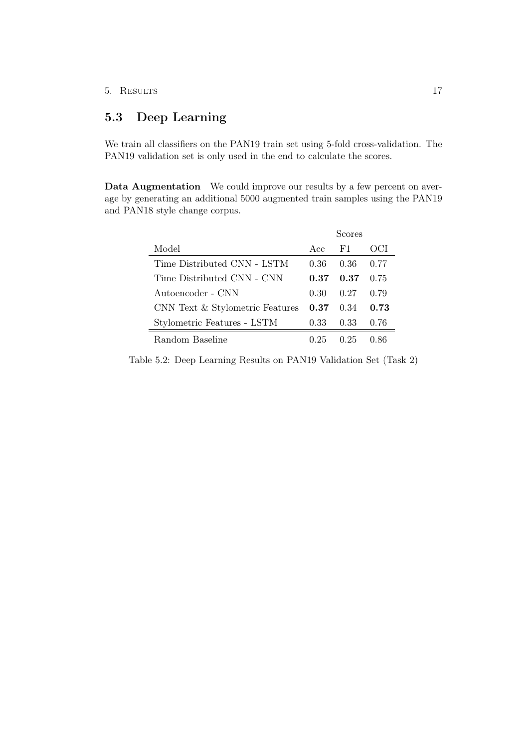## 5.3 Deep Learning

We train all classifiers on the PAN19 train set using 5-fold cross-validation. The PAN19 validation set is only used in the end to calculate the scores.

**Data Augmentation** We could improve our results by a few percent on average by generating an additional 5000 augmented train samples using the PAN19 and PAN18 style change corpus.

| | Scores | | |
|---|---|---|---|
| Model | Acc | F1 | OCI |
| Time Distributed CNN - LSTM | 0.36 | 0.36 | 0.77 |
| Time Distributed CNN - CNN | **0.37** | **0.37** | 0.75 |
| Autoencoder - CNN | 0.30 | 0.27 | 0.79 |
| CNN Text & Stylometric Features | **0.37** | 0.34 | **0.73** |
| Stylometric Features - LSTM | 0.33 | 0.33 | 0.76 |
| Random Baseline | 0.25 | 0.25 | 0.86 |

Table 5.2: Deep Learning Results on PAN19 Validation Set (Task 2)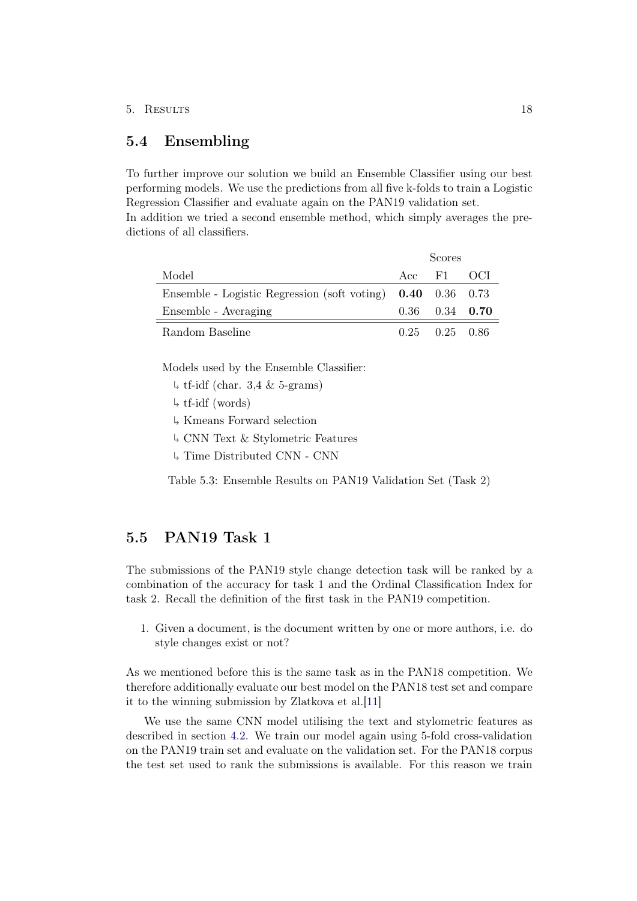## 5.4 Ensembling

To further improve our solution we build an Ensemble Classifier using our best performing models. We use the predictions from all five k-folds to train a Logistic Regression Classifier and evaluate again on the PAN19 validation set.
In addition we tried a second ensemble method, which simply averages the predictions of all classifiers.

| | Scores | | |
|---|---|---|---|
| Model | Acc | F1 | OCI |
| Ensemble - Logistic Regression (soft voting) | **0.40** | 0.36 | 0.73 |
| Ensemble - Averaging | 0.36 | 0.34 | **0.70** |
| Random Baseline | 0.25 | 0.25 | 0.86 |

Models used by the Ensemble Classifier:

↳ tf-idf (char. 3,4 & 5-grams)

↳ tf-idf (words)

↳ Kmeans Forward selection

↳ CNN Text & Stylometric Features

↳ Time Distributed CNN - CNN

Table 5.3: Ensemble Results on PAN19 Validation Set (Task 2)

## 5.5 PAN19 Task 1

The submissions of the PAN19 style change detection task will be ranked by a combination of the accuracy for task 1 and the Ordinal Classification Index for task 2. Recall the definition of the first task in the PAN19 competition.

1. Given a document, is the document written by one or more authors, i.e. do style changes exist or not?

As we mentioned before this is the same task as in the PAN18 competition. We therefore additionally evaluate our best model on the PAN18 test set and compare it to the winning submission by Zlatkova et al.[11]

We use the same CNN model utilising the text and stylometric features as described in section 4.2. We train our model again using 5-fold cross-validation on the PAN19 train set and evaluate on the validation set. For the PAN18 corpus the test set used to rank the submissions is available. For this reason we train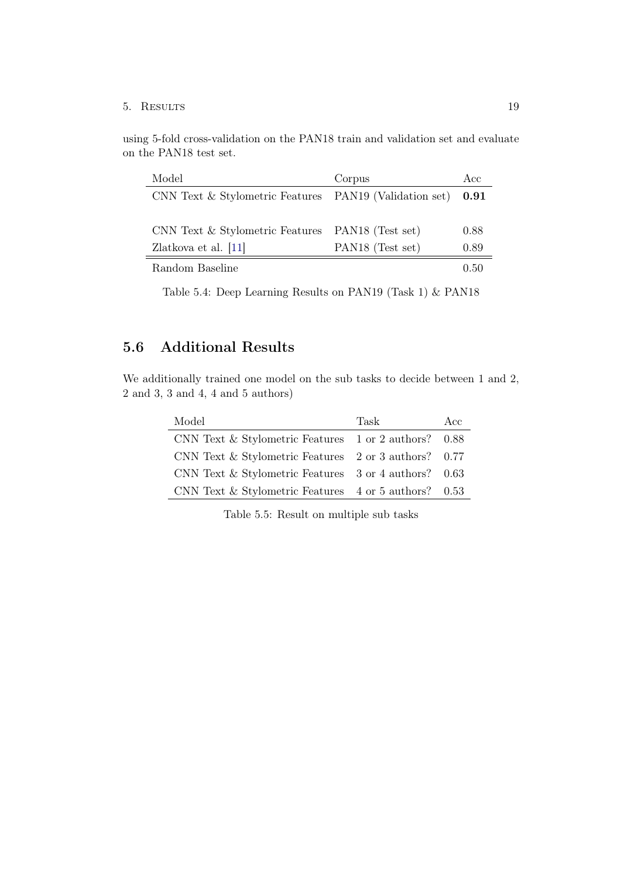using 5-fold cross-validation on the PAN18 train and validation set and evaluate on the PAN18 test set.

| Model | Corpus | Acc |
|---|---|---|
| CNN Text & Stylometric Features | PAN19 (Validation set) | **0.91** |
| | | |
| CNN Text & Stylometric Features | PAN18 (Test set) | 0.88 |
| Zlatkova et al. [11] | PAN18 (Test set) | 0.89 |
| Random Baseline | | 0.50 |

Table 5.4: Deep Learning Results on PAN19 (Task 1) & PAN18

## 5.6 Additional Results

We additionally trained one model on the sub tasks to decide between 1 and 2, 2 and 3, 3 and 4, 4 and 5 authors)

| Model | Task | Acc |
|---|---|---|
| CNN Text & Stylometric Features | 1 or 2 authors? | 0.88 |
| CNN Text & Stylometric Features | 2 or 3 authors? | 0.77 |
| CNN Text & Stylometric Features | 3 or 4 authors? | 0.63 |
| CNN Text & Stylometric Features | 4 or 5 authors? | 0.53 |

Table 5.5: Result on multiple sub tasks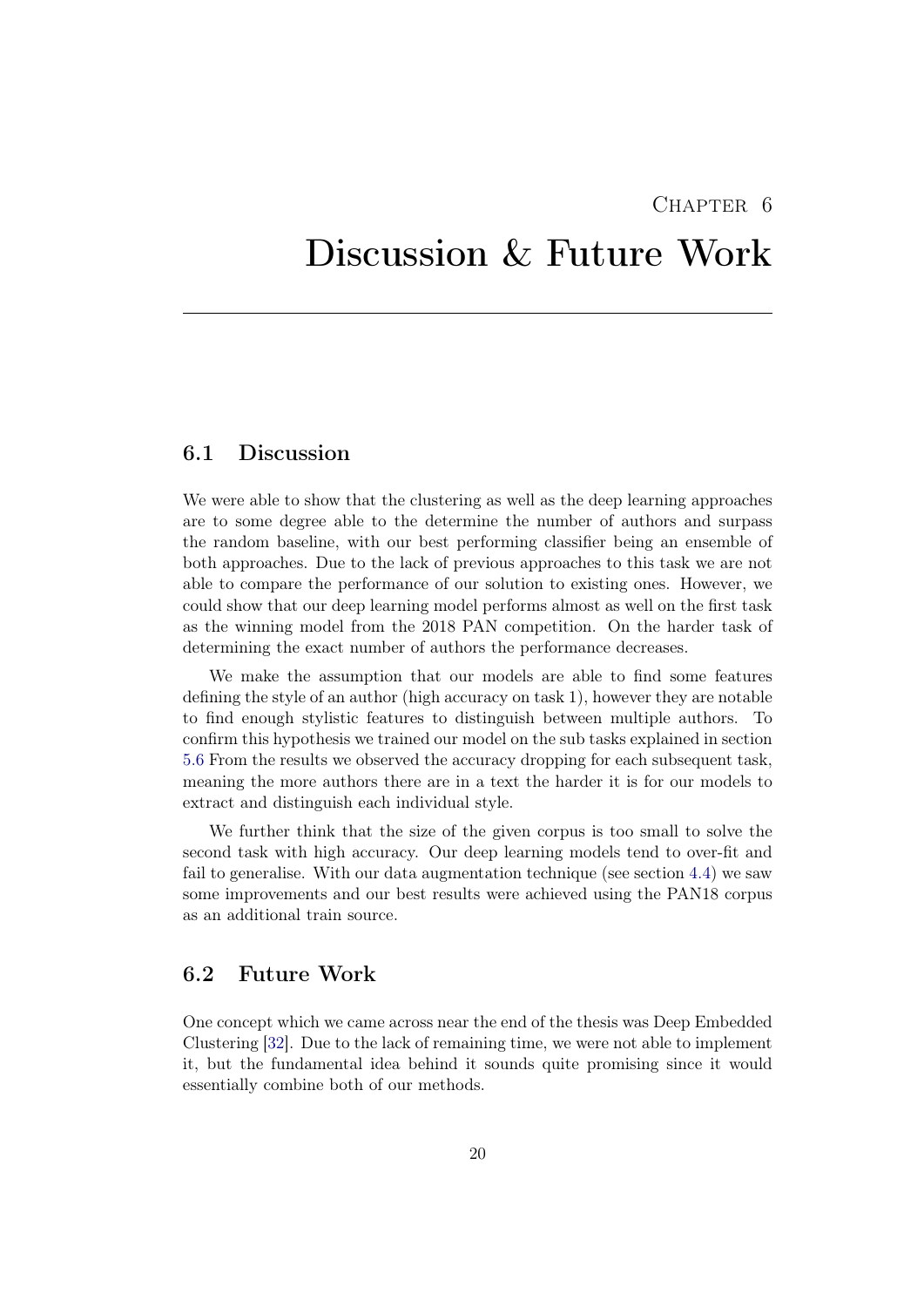# Chapter 6

# Discussion & Future Work

## 6.1 Discussion

We were able to show that the clustering as well as the deep learning approaches are to some degree able to the determine the number of authors and surpass the random baseline, with our best performing classifier being an ensemble of both approaches. Due to the lack of previous approaches to this task we are not able to compare the performance of our solution to existing ones. However, we could show that our deep learning model performs almost as well on the first task as the winning model from the 2018 PAN competition. On the harder task of determining the exact number of authors the performance decreases.

We make the assumption that our models are able to find some features defining the style of an author (high accuracy on task 1), however they are notable to find enough stylistic features to distinguish between multiple authors. To confirm this hypothesis we trained our model on the sub tasks explained in section 5.6 From the results we observed the accuracy dropping for each subsequent task, meaning the more authors there are in a text the harder it is for our models to extract and distinguish each individual style.

We further think that the size of the given corpus is too small to solve the second task with high accuracy. Our deep learning models tend to over-fit and fail to generalise. With our data augmentation technique (see section 4.4) we saw some improvements and our best results were achieved using the PAN18 corpus as an additional train source.

## 6.2 Future Work

One concept which we came across near the end of the thesis was Deep Embedded Clustering [32]. Due to the lack of remaining time, we were not able to implement it, but the fundamental idea behind it sounds quite promising since it would essentially combine both of our methods.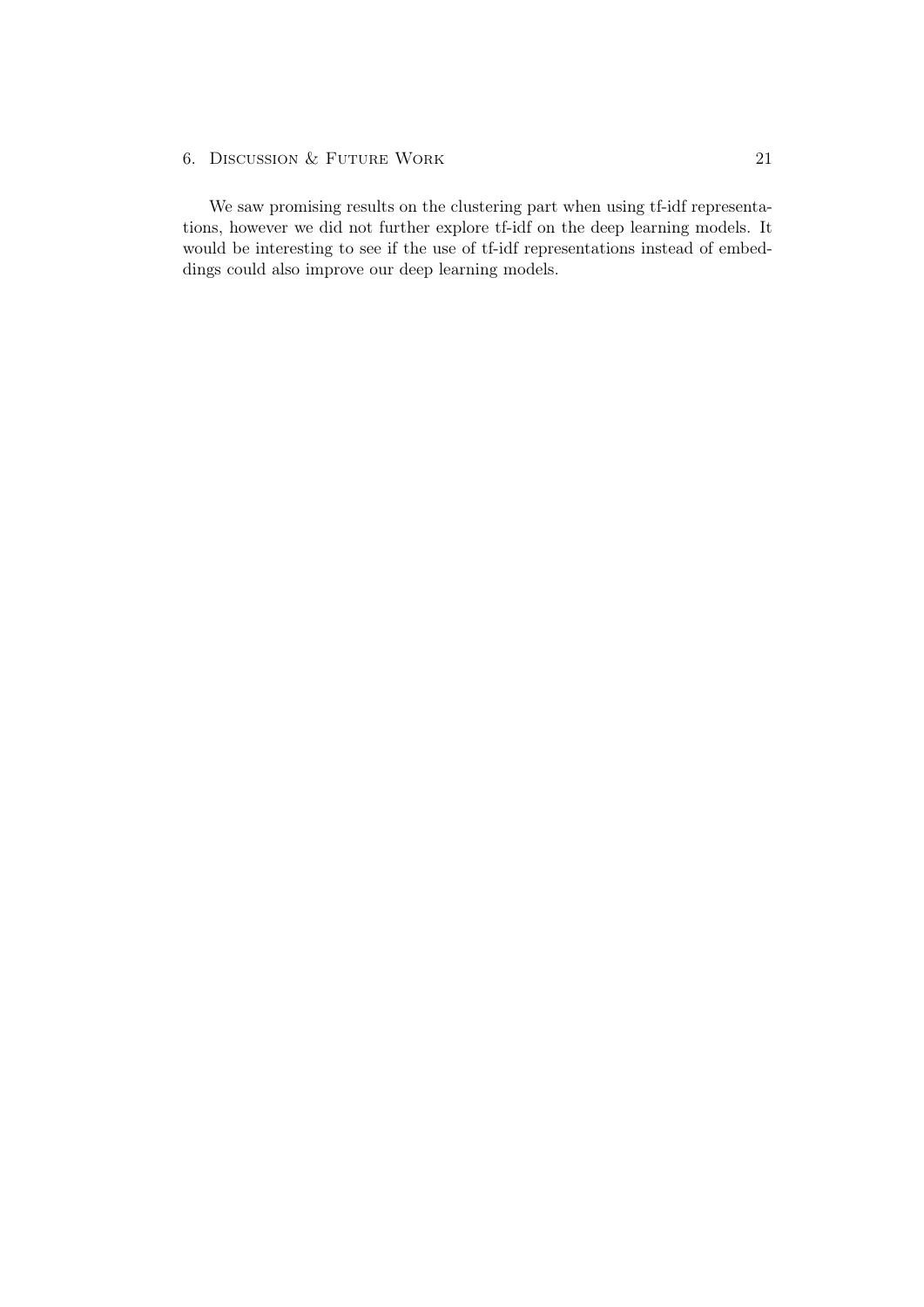We saw promising results on the clustering part when using tf-idf representations, however we did not further explore tf-idf on the deep learning models. It would be interesting to see if the use of tf-idf representations instead of embeddings could also improve our deep learning models.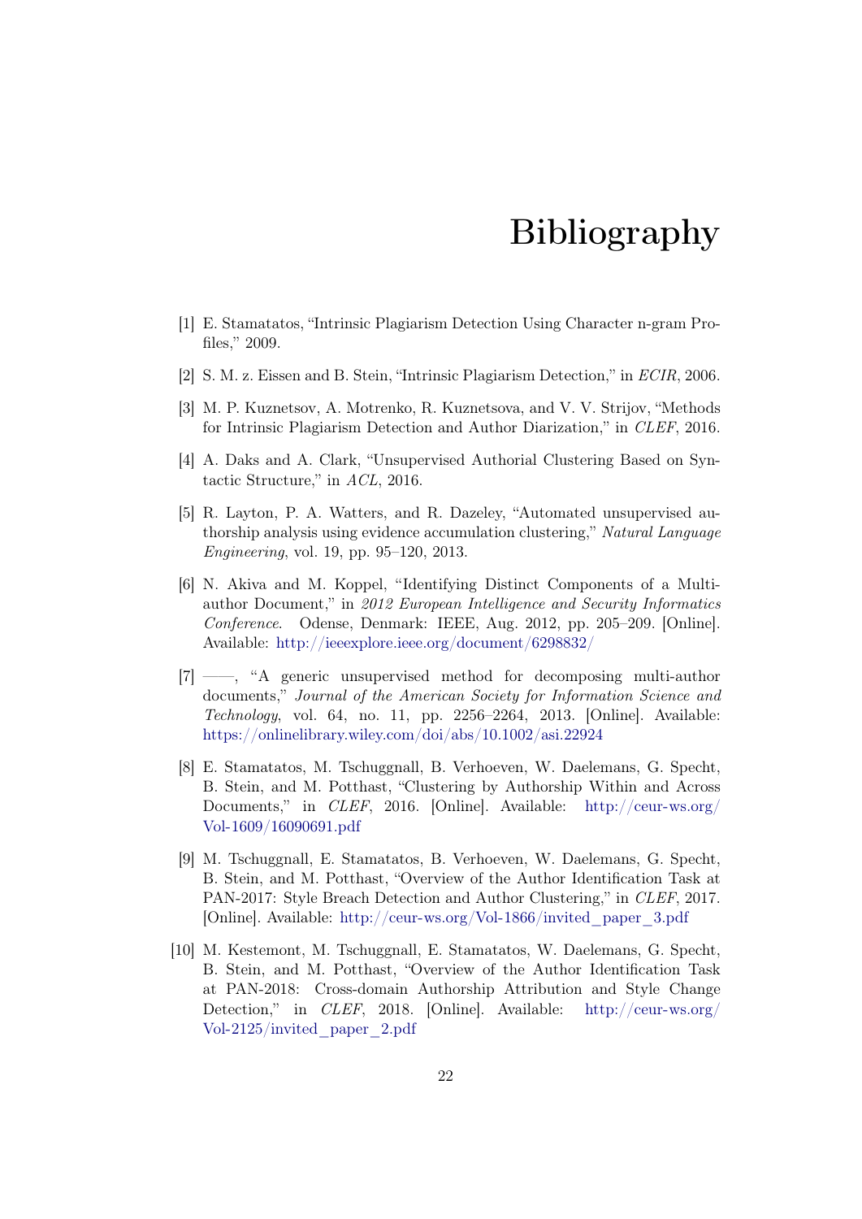# Bibliography

[1] E. Stamatatos, "Intrinsic Plagiarism Detection Using Character n-gram Profiles," 2009.

[2] S. M. z. Eissen and B. Stein, "Intrinsic Plagiarism Detection," in *ECIR*, 2006.

[3] M. P. Kuznetsov, A. Motrenko, R. Kuznetsova, and V. V. Strijov, "Methods for Intrinsic Plagiarism Detection and Author Diarization," in *CLEF*, 2016.

[4] A. Daks and A. Clark, "Unsupervised Authorial Clustering Based on Syntactic Structure," in *ACL*, 2016.

[5] R. Layton, P. A. Watters, and R. Dazeley, "Automated unsupervised authorship analysis using evidence accumulation clustering," *Natural Language Engineering*, vol. 19, pp. 95–120, 2013.

[6] N. Akiva and M. Koppel, "Identifying Distinct Components of a Multi-author Document," in *2012 European Intelligence and Security Informatics Conference*. Odense, Denmark: IEEE, Aug. 2012, pp. 205–209. [Online]. Available: http://ieeexplore.ieee.org/document/6298832/

[7] ——, "A generic unsupervised method for decomposing multi-author documents," *Journal of the American Society for Information Science and Technology*, vol. 64, no. 11, pp. 2256–2264, 2013. [Online]. Available: https://onlinelibrary.wiley.com/doi/abs/10.1002/asi.22924

[8] E. Stamatatos, M. Tschuggnall, B. Verhoeven, W. Daelemans, G. Specht, B. Stein, and M. Potthast, "Clustering by Authorship Within and Across Documents," in *CLEF*, 2016. [Online]. Available: http://ceur-ws.org/Vol-1609/16090691.pdf

[9] M. Tschuggnall, E. Stamatatos, B. Verhoeven, W. Daelemans, G. Specht, B. Stein, and M. Potthast, "Overview of the Author Identification Task at PAN-2017: Style Breach Detection and Author Clustering," in *CLEF*, 2017. [Online]. Available: http://ceur-ws.org/Vol-1866/invited_paper_3.pdf

[10] M. Kestemont, M. Tschuggnall, E. Stamatatos, W. Daelemans, G. Specht, B. Stein, and M. Potthast, "Overview of the Author Identification Task at PAN-2018: Cross-domain Authorship Attribution and Style Change Detection," in *CLEF*, 2018. [Online]. Available: http://ceur-ws.org/Vol-2125/invited_paper_2.pdf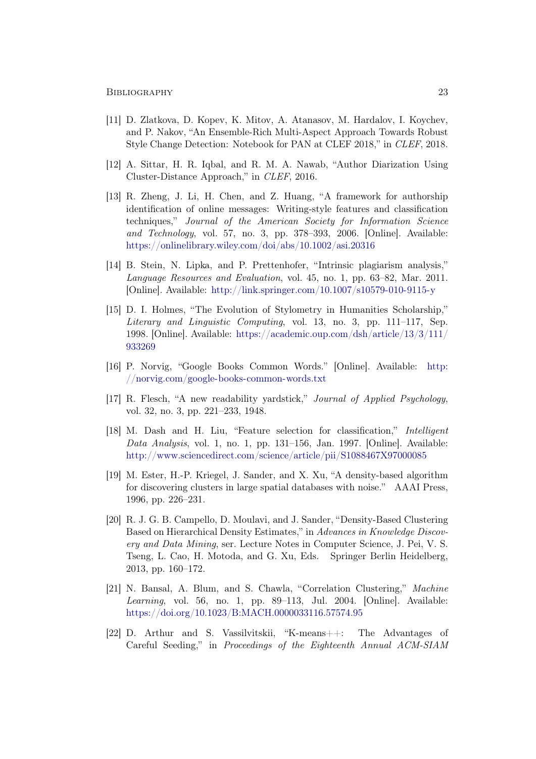[11] D. Zlatkova, D. Kopev, K. Mitov, A. Atanasov, M. Hardalov, I. Koychev, and P. Nakov, "An Ensemble-Rich Multi-Aspect Approach Towards Robust Style Change Detection: Notebook for PAN at CLEF 2018," in *CLEF*, 2018.

[12] A. Sittar, H. R. Iqbal, and R. M. A. Nawab, "Author Diarization Using Cluster-Distance Approach," in *CLEF*, 2016.

[13] R. Zheng, J. Li, H. Chen, and Z. Huang, "A framework for authorship identification of online messages: Writing-style features and classification techniques," *Journal of the American Society for Information Science and Technology*, vol. 57, no. 3, pp. 378–393, 2006. [Online]. Available: https://onlinelibrary.wiley.com/doi/abs/10.1002/asi.20316

[14] B. Stein, N. Lipka, and P. Prettenhofer, "Intrinsic plagiarism analysis," *Language Resources and Evaluation*, vol. 45, no. 1, pp. 63–82, Mar. 2011. [Online]. Available: http://link.springer.com/10.1007/s10579-010-9115-y

[15] D. I. Holmes, "The Evolution of Stylometry in Humanities Scholarship," *Literary and Linguistic Computing*, vol. 13, no. 3, pp. 111–117, Sep. 1998. [Online]. Available: https://academic.oup.com/dsh/article/13/3/111/933269

[16] P. Norvig, "Google Books Common Words." [Online]. Available: http://norvig.com/google-books-common-words.txt

[17] R. Flesch, "A new readability yardstick," *Journal of Applied Psychology*, vol. 32, no. 3, pp. 221–233, 1948.

[18] M. Dash and H. Liu, "Feature selection for classification," *Intelligent Data Analysis*, vol. 1, no. 1, pp. 131–156, Jan. 1997. [Online]. Available: http://www.sciencedirect.com/science/article/pii/S1088467X97000085

[19] M. Ester, H.-P. Kriegel, J. Sander, and X. Xu, "A density-based algorithm for discovering clusters in large spatial databases with noise." AAAI Press, 1996, pp. 226–231.

[20] R. J. G. B. Campello, D. Moulavi, and J. Sander, "Density-Based Clustering Based on Hierarchical Density Estimates," in *Advances in Knowledge Discovery and Data Mining*, ser. Lecture Notes in Computer Science, J. Pei, V. S. Tseng, L. Cao, H. Motoda, and G. Xu, Eds. Springer Berlin Heidelberg, 2013, pp. 160–172.

[21] N. Bansal, A. Blum, and S. Chawla, "Correlation Clustering," *Machine Learning*, vol. 56, no. 1, pp. 89–113, Jul. 2004. [Online]. Available: https://doi.org/10.1023/B:MACH.0000033116.57574.95

[22] D. Arthur and S. Vassilvitskii, "K-means++: The Advantages of Careful Seeding," in *Proceedings of the Eighteenth Annual ACM-SIAM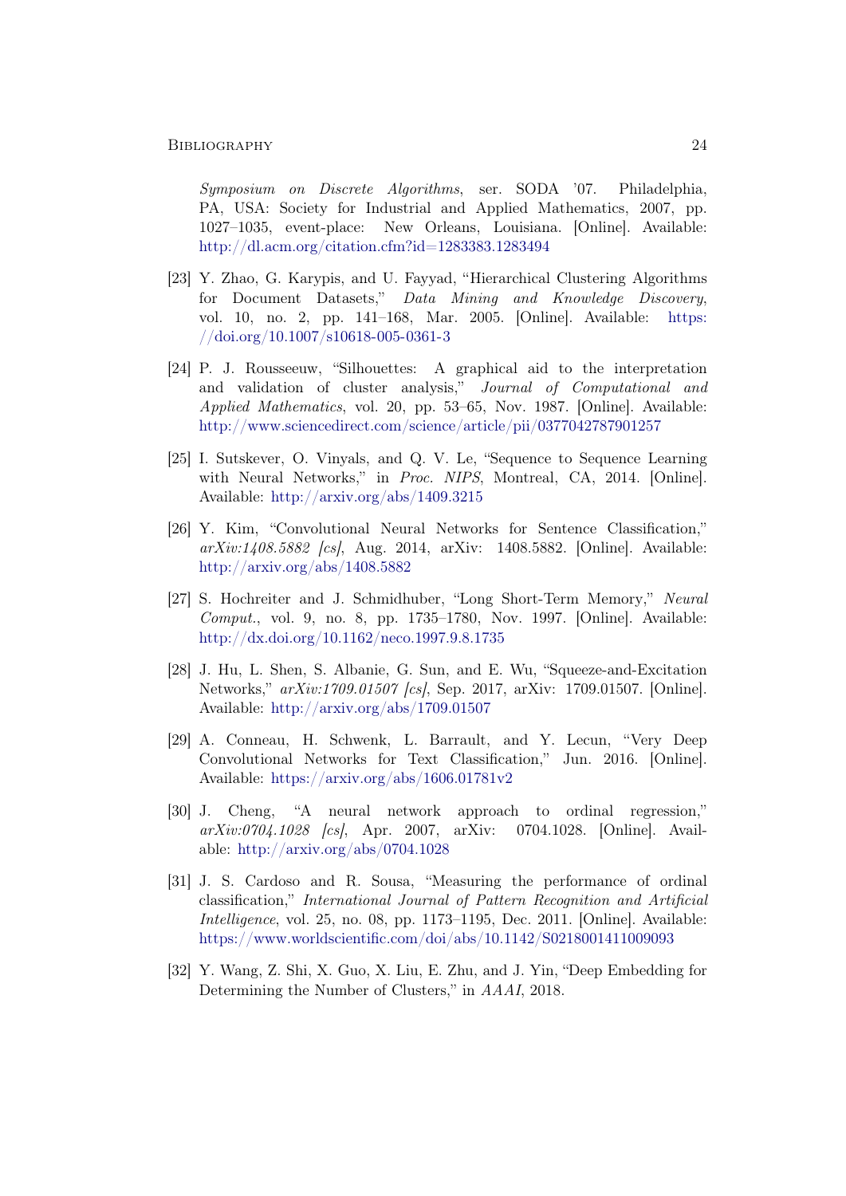*Symposium on Discrete Algorithms*, ser. SODA '07. Philadelphia, PA, USA: Society for Industrial and Applied Mathematics, 2007, pp. 1027–1035, event-place: New Orleans, Louisiana. [Online]. Available: http://dl.acm.org/citation.cfm?id=1283383.1283494

[23] Y. Zhao, G. Karypis, and U. Fayyad, "Hierarchical Clustering Algorithms for Document Datasets," *Data Mining and Knowledge Discovery*, vol. 10, no. 2, pp. 141–168, Mar. 2005. [Online]. Available: https://doi.org/10.1007/s10618-005-0361-3

[24] P. J. Rousseeuw, "Silhouettes: A graphical aid to the interpretation and validation of cluster analysis," *Journal of Computational and Applied Mathematics*, vol. 20, pp. 53–65, Nov. 1987. [Online]. Available: http://www.sciencedirect.com/science/article/pii/0377042787901257

[25] I. Sutskever, O. Vinyals, and Q. V. Le, "Sequence to Sequence Learning with Neural Networks," in *Proc. NIPS*, Montreal, CA, 2014. [Online]. Available: http://arxiv.org/abs/1409.3215

[26] Y. Kim, "Convolutional Neural Networks for Sentence Classification," *arXiv:1408.5882 [cs]*, Aug. 2014, arXiv: 1408.5882. [Online]. Available: http://arxiv.org/abs/1408.5882

[27] S. Hochreiter and J. Schmidhuber, "Long Short-Term Memory," *Neural Comput.*, vol. 9, no. 8, pp. 1735–1780, Nov. 1997. [Online]. Available: http://dx.doi.org/10.1162/neco.1997.9.8.1735

[28] J. Hu, L. Shen, S. Albanie, G. Sun, and E. Wu, "Squeeze-and-Excitation Networks," *arXiv:1709.01507 [cs]*, Sep. 2017, arXiv: 1709.01507. [Online]. Available: http://arxiv.org/abs/1709.01507

[29] A. Conneau, H. Schwenk, L. Barrault, and Y. Lecun, "Very Deep Convolutional Networks for Text Classification," Jun. 2016. [Online]. Available: https://arxiv.org/abs/1606.01781v2

[30] J. Cheng, "A neural network approach to ordinal regression," *arXiv:0704.1028 [cs]*, Apr. 2007, arXiv: 0704.1028. [Online]. Available: http://arxiv.org/abs/0704.1028

[31] J. S. Cardoso and R. Sousa, "Measuring the performance of ordinal classification," *International Journal of Pattern Recognition and Artificial Intelligence*, vol. 25, no. 08, pp. 1173–1195, Dec. 2011. [Online]. Available: https://www.worldscientific.com/doi/abs/10.1142/S0218001411009093

[32] Y. Wang, Z. Shi, X. Guo, X. Liu, E. Zhu, and J. Yin, "Deep Embedding for Determining the Number of Clusters," in *AAAI*, 2018.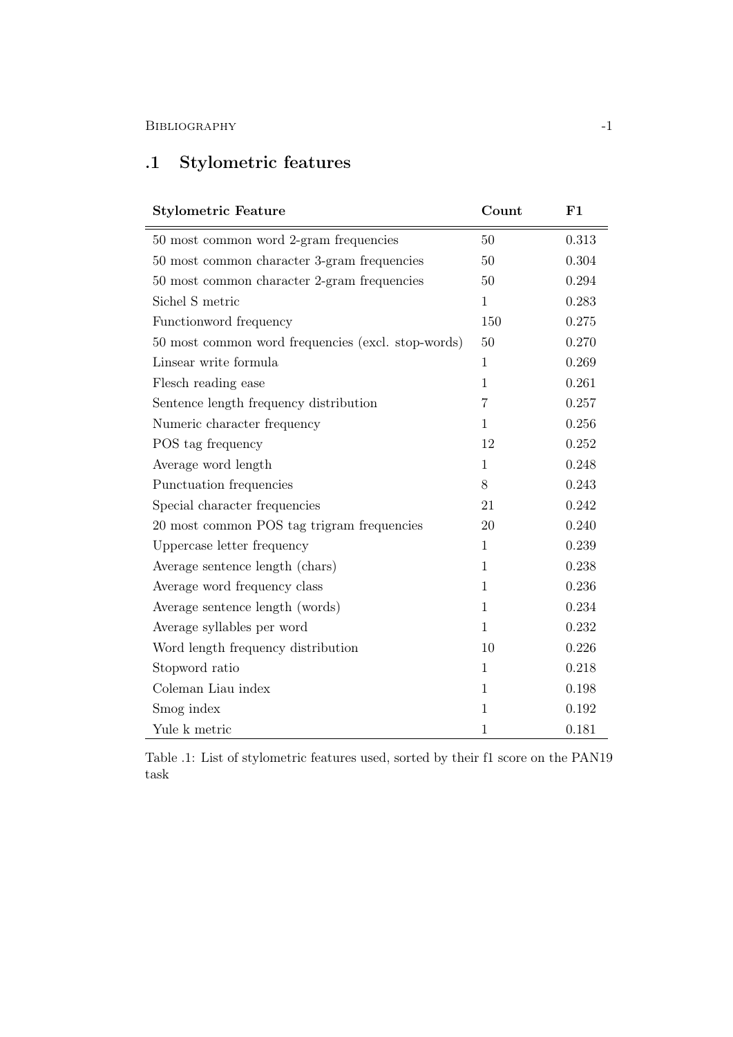## .1 Stylometric features

| **Stylometric Feature** | **Count** | **F1** |
|---|---|---|
| 50 most common word 2-gram frequencies | 50 | 0.313 |
| 50 most common character 3-gram frequencies | 50 | 0.304 |
| 50 most common character 2-gram frequencies | 50 | 0.294 |
| Sichel S metric | 1 | 0.283 |
| Functionword frequency | 150 | 0.275 |
| 50 most common word frequencies (excl. stop-words) | 50 | 0.270 |
| Linsear write formula | 1 | 0.269 |
| Flesch reading ease | 1 | 0.261 |
| Sentence length frequency distribution | 7 | 0.257 |
| Numeric character frequency | 1 | 0.256 |
| POS tag frequency | 12 | 0.252 |
| Average word length | 1 | 0.248 |
| Punctuation frequencies | 8 | 0.243 |
| Special character frequencies | 21 | 0.242 |
| 20 most common POS tag trigram frequencies | 20 | 0.240 |
| Uppercase letter frequency | 1 | 0.239 |
| Average sentence length (chars) | 1 | 0.238 |
| Average word frequency class | 1 | 0.236 |
| Average sentence length (words) | 1 | 0.234 |
| Average syllables per word | 1 | 0.232 |
| Word length frequency distribution | 10 | 0.226 |
| Stopword ratio | 1 | 0.218 |
| Coleman Liau index | 1 | 0.198 |
| Smog index | 1 | 0.192 |
| Yule k metric | 1 | 0.181 |

Table .1: List of stylometric features used, sorted by their f1 score on the PAN19 task